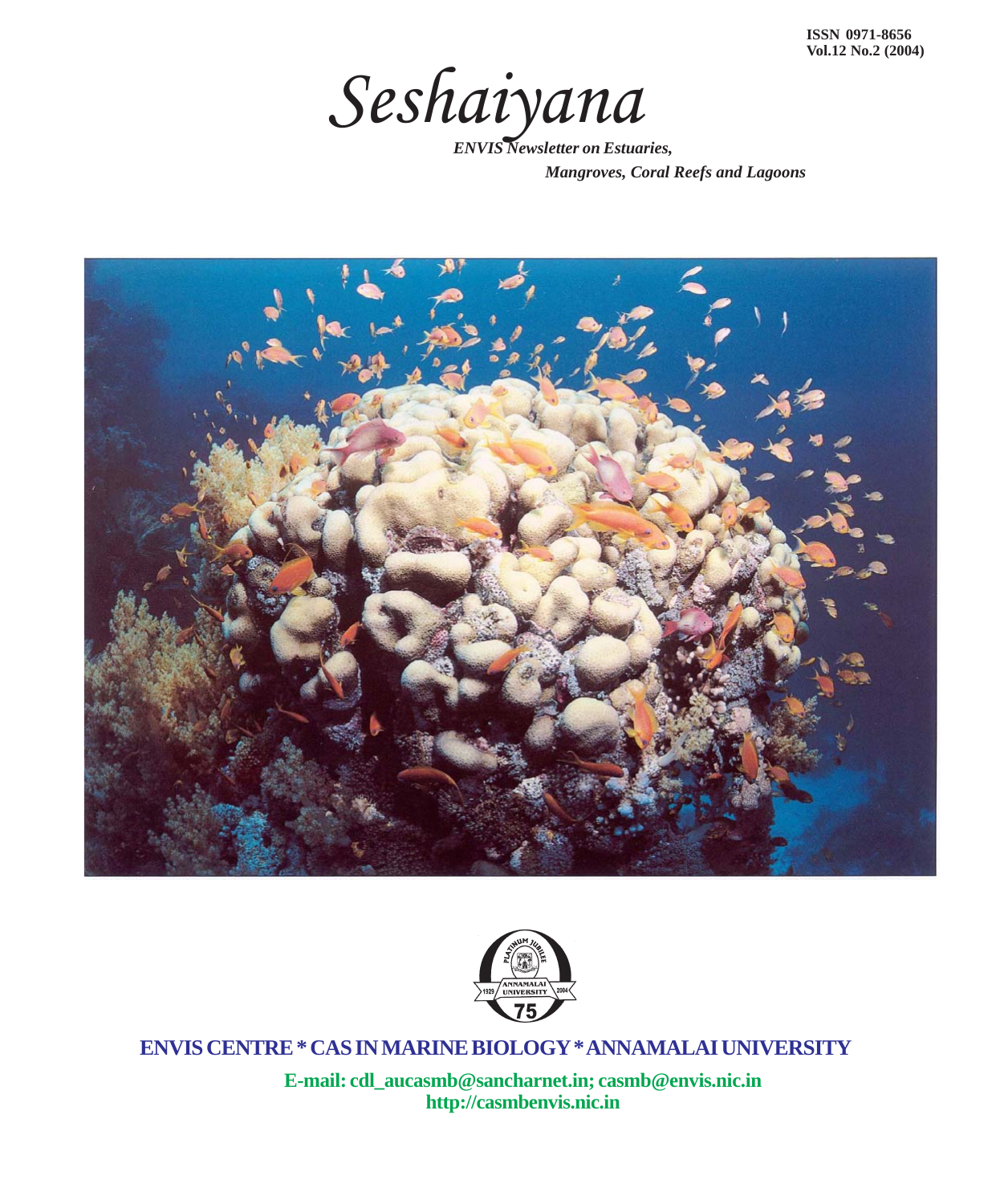ISSN 0971-8656
Vol.12 No.2 (2004)

# Seshaiyana

*ENVIS Newsletter on Estuaries, Mangroves, Coral Reefs and Lagoons*

**ENVIS CENTRE * CAS IN MARINE BIOLOGY * ANNAMALAI UNIVERSITY**

**E-mail: cdl_aucasmb@sancharnet.in; casmb@envis.nic.in**
**http://casmbenvis.nic.in**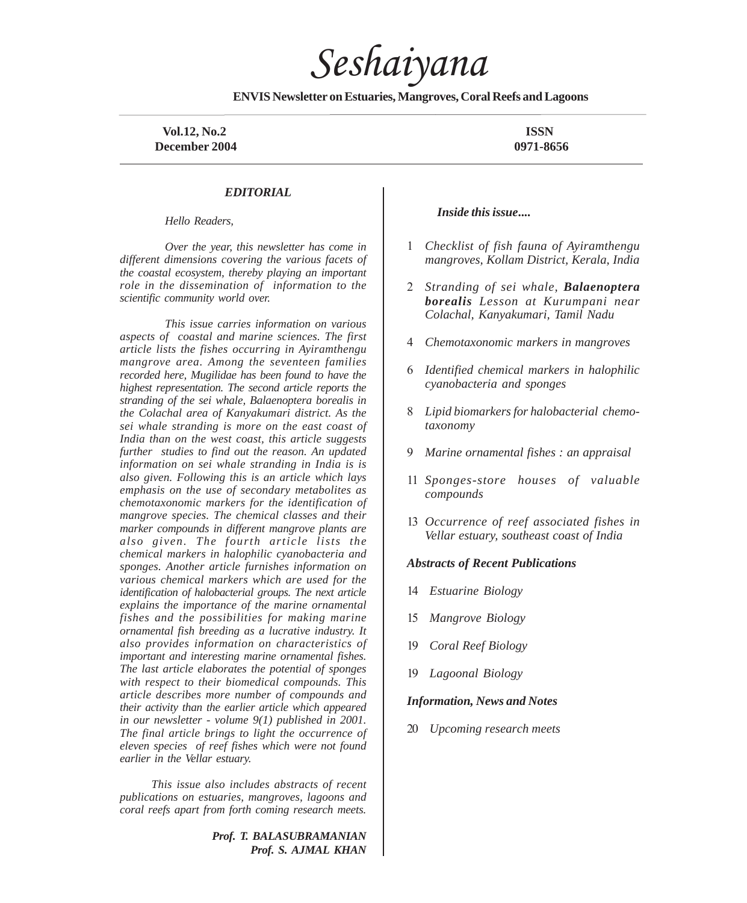# Seshaiyana

**ENVIS Newsletter on Estuaries, Mangroves, Coral Reefs and Lagoons**

**Vol.12, No.2**
**December 2004**

**ISSN**
**0971-8656**

## *EDITORIAL*

*Hello Readers,*

*Over the year, this newsletter has come in different dimensions covering the various facets of the coastal ecosystem, thereby playing an important role in the dissemination of information to the scientific community world over.*

*This issue carries information on various aspects of coastal and marine sciences. The first article lists the fishes occurring in Ayiramthengu mangrove area. Among the seventeen families recorded here, Mugilidae has been found to have the highest representation. The second article reports the stranding of the sei whale, Balaenoptera borealis in the Colachal area of Kanyakumari district. As the sei whale stranding is more on the east coast of India than on the west coast, this article suggests further studies to find out the reason. An updated information on sei whale stranding in India is is also given. Following this is an article which lays emphasis on the use of secondary metabolites as chemotaxonomic markers for the identification of mangrove species. The chemical classes and their marker compounds in different mangrove plants are also given. The fourth article lists the chemical markers in halophilic cyanobacteria and sponges. Another article furnishes information on various chemical markers which are used for the identification of halobacterial groups. The next article explains the importance of the marine ornamental fishes and the possibilities for making marine ornamental fish breeding as a lucrative industry. It also provides information on characteristics of important and interesting marine ornamental fishes. The last article elaborates the potential of sponges with respect to their biomedical compounds. This article describes more number of compounds and their activity than the earlier article which appeared in our newsletter - volume 9(1) published in 2001. The final article brings to light the occurrence of eleven species of reef fishes which were not found earlier in the Vellar estuary.*

*This issue also includes abstracts of recent publications on estuaries, mangroves, lagoons and coral reefs apart from forth coming research meets.*

***Prof. T. BALASUBRAMANIAN***
***Prof. S. AJMAL KHAN***

## *Inside this issue....*

1 *Checklist of fish fauna of Ayiramthengu mangroves, Kollam District, Kerala, India*

2 *Stranding of sei whale,* ***Balaenoptera borealis*** *Lesson at Kurumpani near Colachal, Kanyakumari, Tamil Nadu*

4 *Chemotaxonomic markers in mangroves*

6 *Identified chemical markers in halophilic cyanobacteria and sponges*

8 *Lipid biomarkers for halobacterial chemo-taxonomy*

9 *Marine ornamental fishes : an appraisal*

11 *Sponges-store houses of valuable compounds*

13 *Occurrence of reef associated fishes in Vellar estuary, southeast coast of India*

***Abstracts of Recent Publications***

14 *Estuarine Biology*

15 *Mangrove Biology*

19 *Coral Reef Biology*

19 *Lagoonal Biology*

***Information, News and Notes***

20 *Upcoming research meets*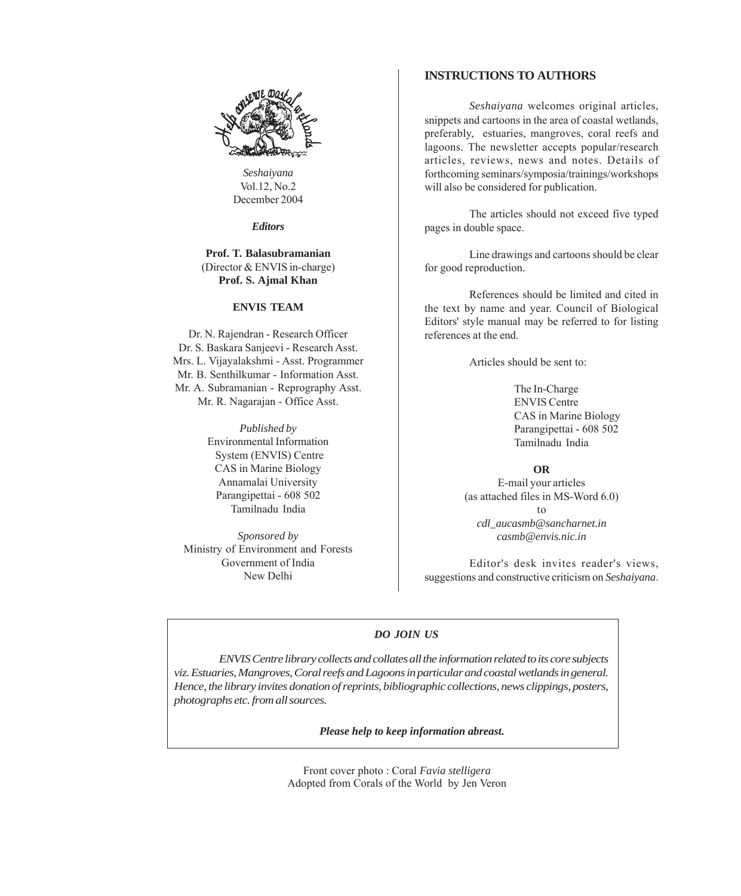*Seshaiyana*
Vol.12, No.2
December 2004

***Editors***

**Prof. T. Balasubramanian**
(Director & ENVIS in-charge)
**Prof. S. Ajmal Khan**

**ENVIS TEAM**

Dr. N. Rajendran - Research Officer
Dr. S. Baskara Sanjeevi - Research Asst.
Mrs. L. Vijayalakshmi - Asst. Programmer
Mr. B. Senthilkumar - Information Asst.
Mr. A. Subramanian - Reprography Asst.
Mr. R. Nagarajan - Office Asst.

*Published by*
Environmental Information
System (ENVIS) Centre
CAS in Marine Biology
Annamalai University
Parangipettai - 608 502
Tamilnadu India

*Sponsored by*
Ministry of Environment and Forests
Government of India
New Delhi

## INSTRUCTIONS TO AUTHORS

*Seshaiyana* welcomes original articles, snippets and cartoons in the area of coastal wetlands, preferably, estuaries, mangroves, coral reefs and lagoons. The newsletter accepts popular/research articles, reviews, news and notes. Details of forthcoming seminars/symposia/trainings/workshops will also be considered for publication.

The articles should not exceed five typed pages in double space.

Line drawings and cartoons should be clear for good reproduction.

References should be limited and cited in the text by name and year. Council of Biological Editors' style manual may be referred to for listing references at the end.

Articles should be sent to:

The In-Charge
ENVIS Centre
CAS in Marine Biology
Parangipettai - 608 502
Tamilnadu India

**OR**

E-mail your articles
(as attached files in MS-Word 6.0)
to
*cdl_aucasmb@sancharnet.in*
*casmb@envis.nic.in*

Editor's desk invites reader's views, suggestions and constructive criticism on *Seshaiyana*.

***DO JOIN US***

*ENVIS Centre library collects and collates all the information related to its core subjects viz. Estuaries, Mangroves, Coral reefs and Lagoons in particular and coastal wetlands in general. Hence, the library invites donation of reprints, bibliographic collections, news clippings, posters, photographs etc. from all sources.*

***Please help to keep information abreast.***

Front cover photo : Coral *Favia stelligera*
Adopted from Corals of the World by Jen Veron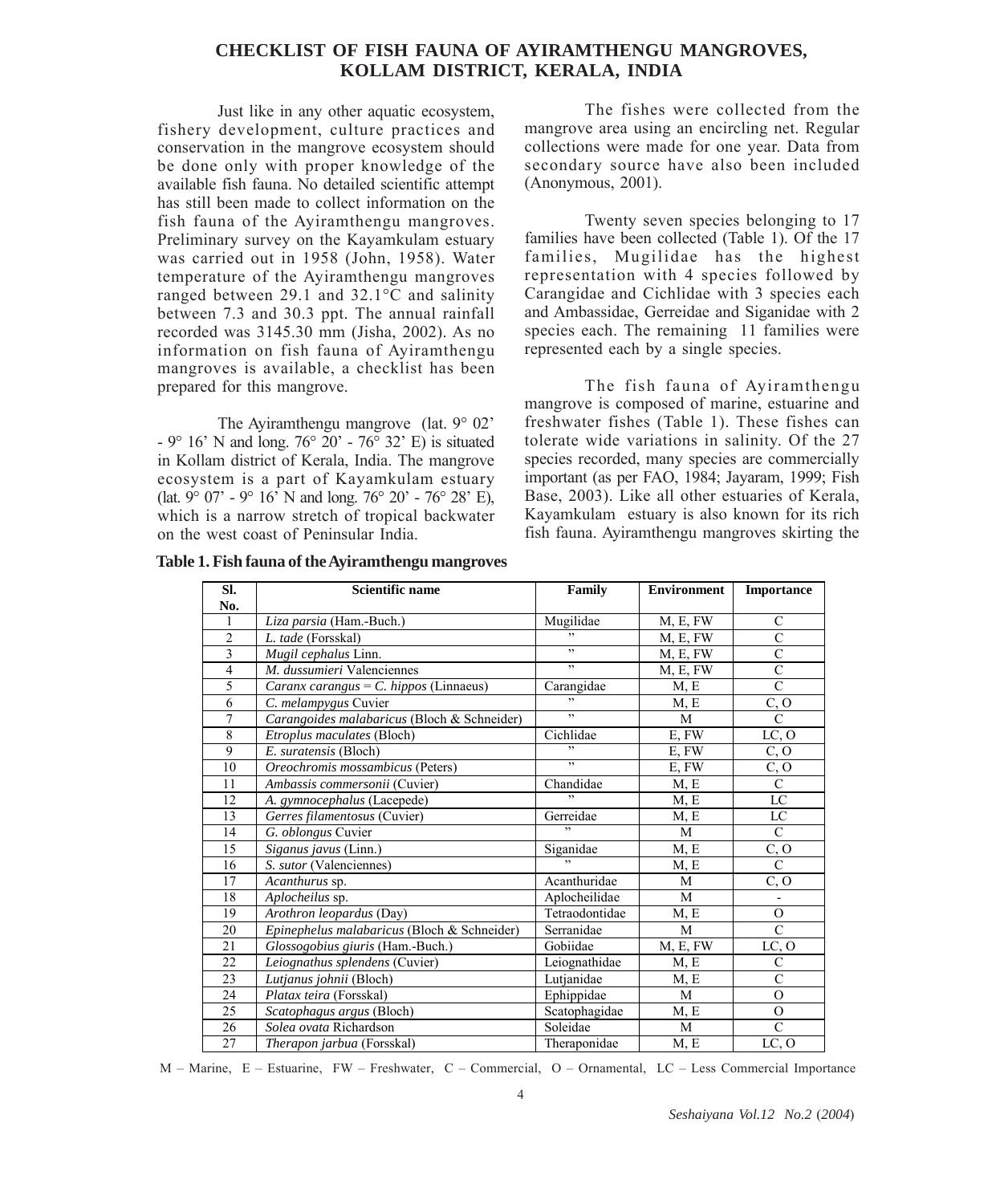# CHECKLIST OF FISH FAUNA OF AYIRAMTHENGU MANGROVES, KOLLAM DISTRICT, KERALA, INDIA

Just like in any other aquatic ecosystem, fishery development, culture practices and conservation in the mangrove ecosystem should be done only with proper knowledge of the available fish fauna. No detailed scientific attempt has still been made to collect information on the fish fauna of the Ayiramthengu mangroves. Preliminary survey on the Kayamkulam estuary was carried out in 1958 (John, 1958). Water temperature of the Ayiramthengu mangroves ranged between 29.1 and 32.1°C and salinity between 7.3 and 30.3 ppt. The annual rainfall recorded was 3145.30 mm (Jisha, 2002). As no information on fish fauna of Ayiramthengu mangroves is available, a checklist has been prepared for this mangrove.

The Ayiramthengu mangrove (lat. 9° 02' - 9° 16' N and long. 76° 20' - 76° 32' E) is situated in Kollam district of Kerala, India. The mangrove ecosystem is a part of Kayamkulam estuary (lat. 9° 07' - 9° 16' N and long. 76° 20' - 76° 28' E), which is a narrow stretch of tropical backwater on the west coast of Peninsular India.

The fishes were collected from the mangrove area using an encircling net. Regular collections were made for one year. Data from secondary source have also been included (Anonymous, 2001).

Twenty seven species belonging to 17 families have been collected (Table 1). Of the 17 families, Mugilidae has the highest representation with 4 species followed by Carangidae and Cichlidae with 3 species each and Ambassidae, Gerreidae and Siganidae with 2 species each. The remaining 11 families were represented each by a single species.

The fish fauna of Ayiramthengu mangrove is composed of marine, estuarine and freshwater fishes (Table 1). These fishes can tolerate wide variations in salinity. Of the 27 species recorded, many species are commercially important (as per FAO, 1984; Jayaram, 1999; Fish Base, 2003). Like all other estuaries of Kerala, Kayamkulam estuary is also known for its rich fish fauna. Ayiramthengu mangroves skirting the

**Table 1. Fish fauna of the Ayiramthengu mangroves**

| Sl. No. | Scientific name | Family | Environment | Importance |
|---|---|---|---|---|
| 1 | *Liza parsia* (Ham.-Buch.) | Mugilidae | M, E, FW | C |
| 2 | *L. tade* (Forsskal) | ” | M, E, FW | C |
| 3 | *Mugil cephalus* Linn. | ” | M, E, FW | C |
| 4 | *M. dussumieri* Valenciennes | ” | M, E, FW | C |
| 5 | *Caranx carangus* = *C. hippos* (Linnaeus) | Carangidae | M, E | C |
| 6 | *C. melampygus* Cuvier | ” | M, E | C, O |
| 7 | *Carangoides malabaricus* (Bloch & Schneider) | ” | M | C |
| 8 | *Etroplus maculates* (Bloch) | Cichlidae | E, FW | LC, O |
| 9 | *E. suratensis* (Bloch) | ” | E, FW | C, O |
| 10 | *Oreochromis mossambicus* (Peters) | ” | E, FW | C, O |
| 11 | *Ambassis commersonii* (Cuvier) | Chandidae | M, E | C |
| 12 | *A. gymnocephalus* (Lacepede) | ” | M, E | LC |
| 13 | *Gerres filamentosus* (Cuvier) | Gerreidae | M, E | LC |
| 14 | *G. oblongus* Cuvier | ” | M | C |
| 15 | *Siganus javus* (Linn.) | Siganidae | M, E | C, O |
| 16 | *S. sutor* (Valenciennes) | ” | M, E | C |
| 17 | *Acanthurus* sp. | Acanthuridae | M | C, O |
| 18 | *Aplocheilus* sp. | Aplocheilidae | M | - |
| 19 | *Arothron leopardus* (Day) | Tetraodontidae | M, E | O |
| 20 | *Epinephelus malabaricus* (Bloch & Schneider) | Serranidae | M | C |
| 21 | *Glossogobius giuris* (Ham.-Buch.) | Gobiidae | M, E, FW | LC, O |
| 22 | *Leiognathus splendens* (Cuvier) | Leiognathidae | M, E | C |
| 23 | *Lutjanus johnii* (Bloch) | Lutjanidae | M, E | C |
| 24 | *Platax teira* (Forsskal) | Ephippidae | M | O |
| 25 | *Scatophagus argus* (Bloch) | Scatophagidae | M, E | O |
| 26 | *Solea ovata* Richardson | Soleidae | M | C |
| 27 | *Therapon jarbua* (Forsskal) | Theraponidae | M, E | LC, O |

M – Marine, E – Estuarine, FW – Freshwater, C – Commercial, O – Ornamental, LC – Less Commercial Importance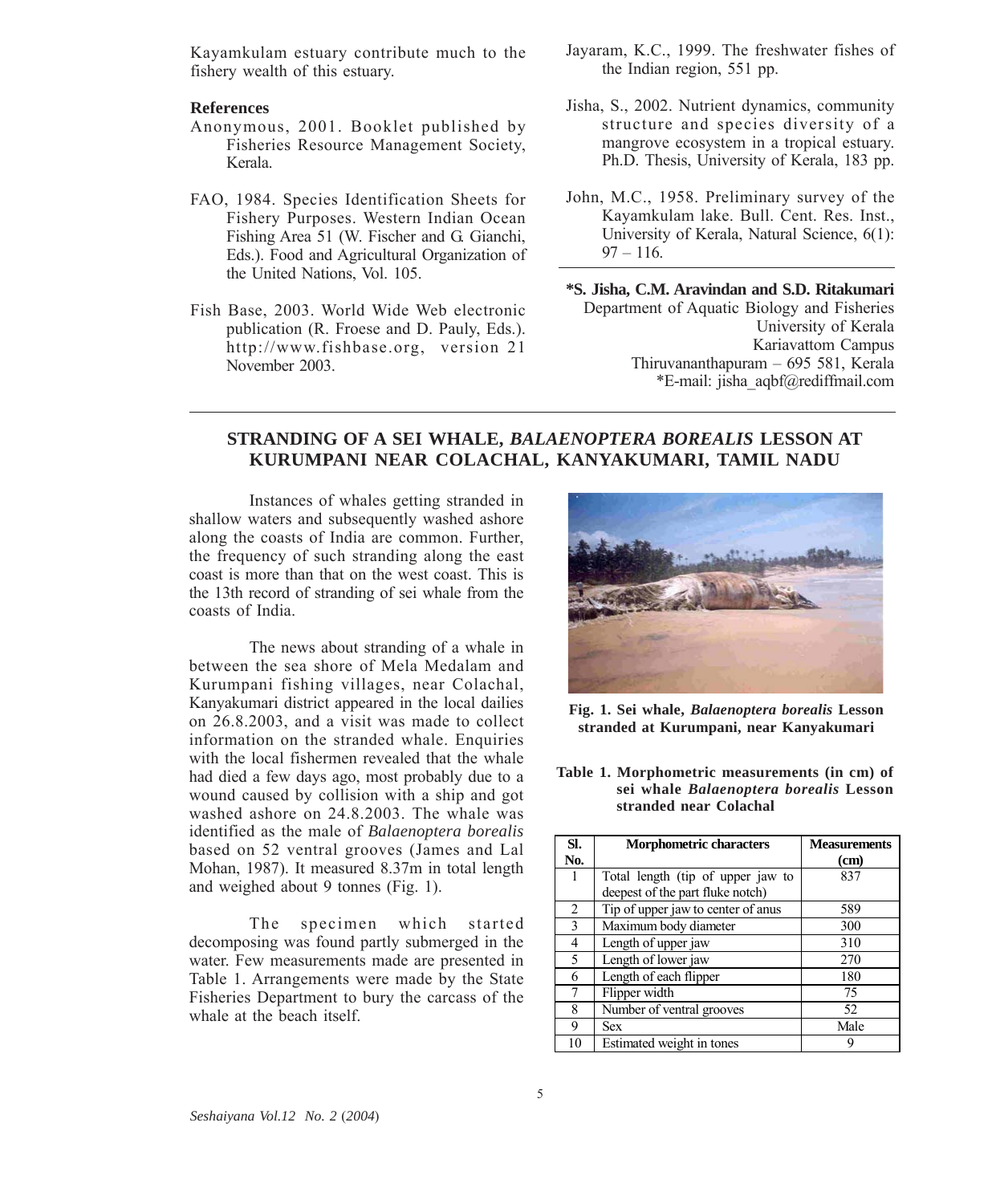Kayamkulam estuary contribute much to the fishery wealth of this estuary.

**References**

Anonymous, 2001. Booklet published by Fisheries Resource Management Society, Kerala.

FAO, 1984. Species Identification Sheets for Fishery Purposes. Western Indian Ocean Fishing Area 51 (W. Fischer and G. Gianchi, Eds.). Food and Agricultural Organization of the United Nations, Vol. 105.

Fish Base, 2003. World Wide Web electronic publication (R. Froese and D. Pauly, Eds.). http://www.fishbase.org, version 21 November 2003.

Jayaram, K.C., 1999. The freshwater fishes of the Indian region, 551 pp.

Jisha, S., 2002. Nutrient dynamics, community structure and species diversity of a mangrove ecosystem in a tropical estuary. Ph.D. Thesis, University of Kerala, 183 pp.

John, M.C., 1958. Preliminary survey of the Kayamkulam lake. Bull. Cent. Res. Inst., University of Kerala, Natural Science, 6(1): 97 – 116.

**\*S. Jisha, C.M. Aravindan and S.D. Ritakumari**
Department of Aquatic Biology and Fisheries
University of Kerala
Kariavattom Campus
Thiruvananthapuram – 695 581, Kerala
\*E-mail: jisha_aqbf@rediffmail.com

## STRANDING OF A SEI WHALE, *BALAENOPTERA BOREALIS* LESSON AT KURUMPANI NEAR COLACHAL, KANYAKUMARI, TAMIL NADU

Instances of whales getting stranded in shallow waters and subsequently washed ashore along the coasts of India are common. Further, the frequency of such stranding along the east coast is more than that on the west coast. This is the 13th record of stranding of sei whale from the coasts of India.

The news about stranding of a whale in between the sea shore of Mela Medalam and Kurumpani fishing villages, near Colachal, Kanyakumari district appeared in the local dailies on 26.8.2003, and a visit was made to collect information on the stranded whale. Enquiries with the local fishermen revealed that the whale had died a few days ago, most probably due to a wound caused by collision with a ship and got washed ashore on 24.8.2003. The whale was identified as the male of *Balaenoptera borealis* based on 52 ventral grooves (James and Lal Mohan, 1987). It measured 8.37m in total length and weighed about 9 tonnes (Fig. 1).

The specimen which started decomposing was found partly submerged in the water. Few measurements made are presented in Table 1. Arrangements were made by the State Fisheries Department to bury the carcass of the whale at the beach itself.

**Fig. 1. Sei whale, *Balaenoptera borealis* Lesson stranded at Kurumpani, near Kanyakumari**

**Table 1. Morphometric measurements (in cm) of sei whale *Balaenoptera borealis* Lesson stranded near Colachal**

| Sl. No. | Morphometric characters | Measurements (cm) |
|---|---|---|
| 1 | Total length (tip of upper jaw to deepest of the part fluke notch) | 837 |
| 2 | Tip of upper jaw to center of anus | 589 |
| 3 | Maximum body diameter | 300 |
| 4 | Length of upper jaw | 310 |
| 5 | Length of lower jaw | 270 |
| 6 | Length of each flipper | 180 |
| 7 | Flipper width | 75 |
| 8 | Number of ventral grooves | 52 |
| 9 | Sex | Male |
| 10 | Estimated weight in tones | 9 |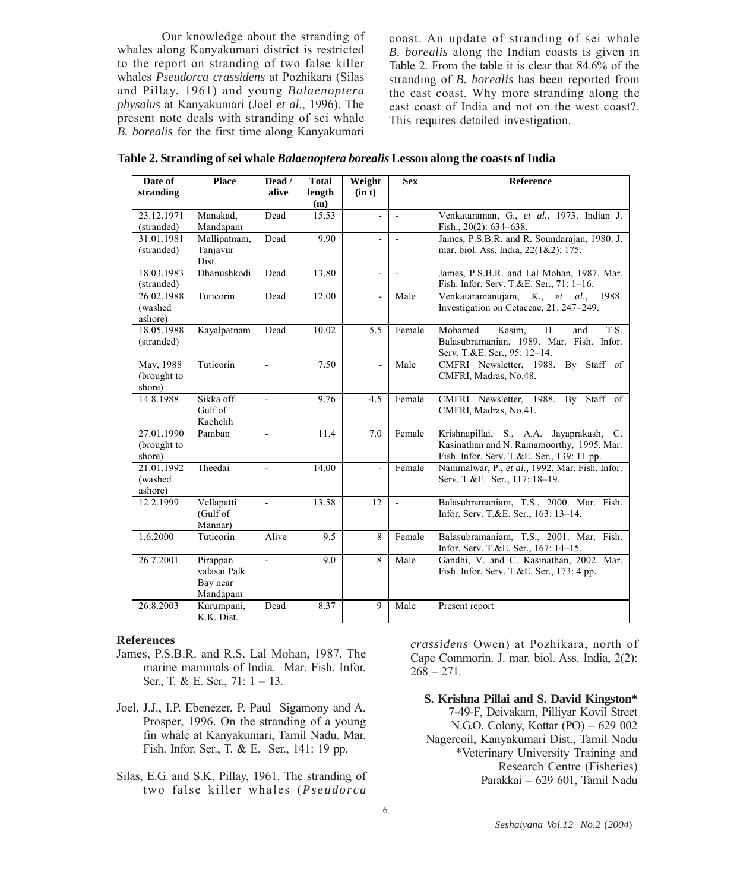Our knowledge about the stranding of whales along Kanyakumari district is restricted to the report on stranding of two false killer whales *Pseudorca crassidens* at Pozhikara (Silas and Pillay, 1961) and young *Balaenoptera physalus* at Kanyakumari (Joel *et al*., 1996). The present note deals with stranding of sei whale *B. borealis* for the first time along Kanyakumari coast. An update of stranding of sei whale *B. borealis* along the Indian coasts is given in Table 2. From the table it is clear that 84.6% of the stranding of *B. borealis* has been reported from the east coast. Why more stranding along the east coast of India and not on the west coast?. This requires detailed investigation.

**Table 2. Stranding of sei whale *Balaenoptera borealis* Lesson along the coasts of India**

| Date of stranding | Place | Dead / alive | Total length (m) | Weight (in t) | Sex | Reference |
|---|---|---|---|---|---|---|
| 23.12.1971 (stranded) | Manakad, Mandapam | Dead | 15.53 | - | - | Venkataraman, G., *et al*., 1973. Indian J. Fish., 20(2): 634–638. |
| 31.01.1981 (stranded) | Mallipatnam, Tanjavur Dist. | Dead | 9.90 | - | - | James, P.S.B.R. and R. Soundarajan, 1980. J. mar. biol. Ass. India, 22(1&2): 175. |
| 18.03.1983 (stranded) | Dhanushkodi | Dead | 13.80 | - | - | James, P.S.B.R. and Lal Mohan, 1987. Mar. Fish. Infor. Serv. T.&E. Ser., 71: 1–16. |
| 26.02.1988 (washed ashore) | Tuticorin | Dead | 12.00 | - | Male | Venkataramanujam, K., *et al*., 1988. Investigation on Cetaceae, 21: 247–249. |
| 18.05.1988 (stranded) | Kayalpatnam | Dead | 10.02 | 5.5 | Female | Mohamed Kasim, H. and T.S. Balasubramanian, 1989. Mar. Fish. Infor. Serv. T.&E. Ser., 95: 12–14. |
| May, 1988 (brought to shore) | Tuticorin | - | 7.50 | - | Male | CMFRI Newsletter, 1988. By Staff of CMFRI, Madras, No.48. |
| 14.8.1988 | Sikka off Gulf of Kachchh | - | 9.76 | 4.5 | Female | CMFRI Newsletter, 1988. By Staff of CMFRI, Madras, No.41. |
| 27.01.1990 (brought to shore) | Pamban | - | 11.4 | 7.0 | Female | Krishnapillai, S., A.A. Jayaprakash, C. Kasinathan and N. Ramamoorthy, 1995. Mar. Fish. Infor. Serv. T.&E. Ser., 139: 11 pp. |
| 21.01.1992 (washed ashore) | Theedai | - | 14.00 | - | Female | Nammalwar, P., *et al.,* 1992. Mar. Fish. Infor. Serv. T.&E. Ser., 117: 18–19. |
| 12.2.1999 | Vellapatti (Gulf of Mannar) | - | 13.58 | 12 | - | Balasubramaniam, T.S., 2000. Mar. Fish. Infor. Serv. T.&E. Ser., 163: 13–14. |
| 1.6.2000 | Tuticorin | Alive | 9.5 | 8 | Female | Balasubramaniam, T.S., 2001. Mar. Fish. Infor. Serv. T.&E. Ser., 167: 14–15. |
| 26.7.2001 | Pirappan valasai Palk Bay near Mandapam | - | 9.0 | 8 | Male | Gandhi, V. and C. Kasinathan, 2002. Mar. Fish. Infor. Serv. T.&E. Ser., 173: 4 pp. |
| 26.8.2003 | Kurumpani, K.K. Dist. | Dead | 8.37 | 9 | Male | Present report |

## References

James, P.S.B.R. and R.S. Lal Mohan, 1987. The marine mammals of India. Mar. Fish. Infor. Ser., T. & E. Ser., 71: 1 – 13.

Joel, J.J., I.P. Ebenezer, P. Paul Sigamony and A. Prosper, 1996. On the stranding of a young fin whale at Kanyakumari, Tamil Nadu. Mar. Fish. Infor. Ser., T. & E. Ser., 141: 19 pp.

Silas, E.G. and S.K. Pillay, 1961. The stranding of two false killer whales (*Pseudorca crassidens* Owen) at Pozhikara, north of Cape Commorin. J. mar. biol. Ass. India, 2(2): 268 – 271.

**S. Krishna Pillai and S. David Kingston***
7-49-F, Deivakam, Pilliyar Kovil Street
N.G.O. Colony, Kottar (PO) – 629 002
Nagercoil, Kanyakumari Dist., Tamil Nadu
*Veterinary University Training and Research Centre (Fisheries)
Parakkai – 629 601, Tamil Nadu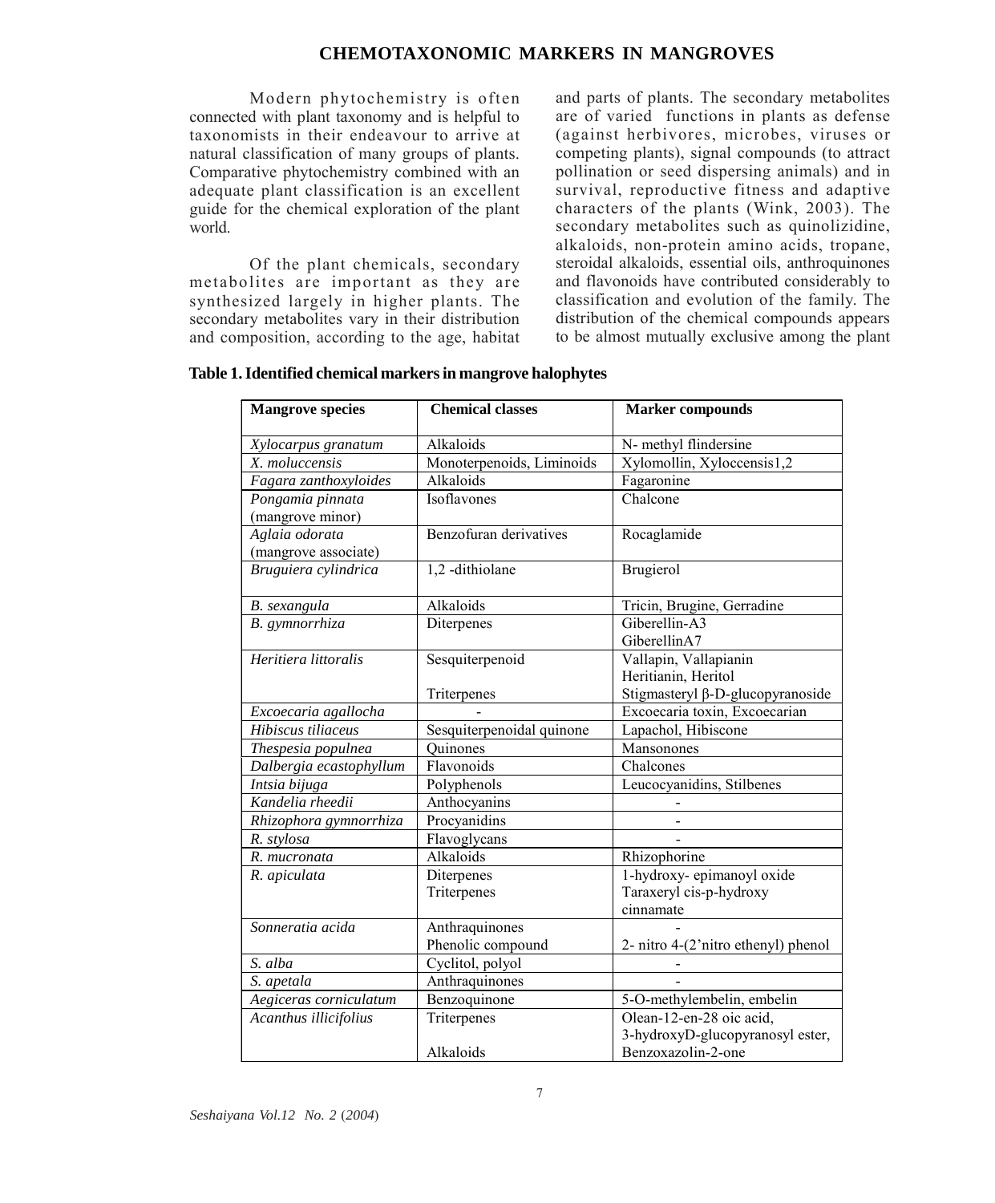## CHEMOTAXONOMIC MARKERS IN MANGROVES

Modern phytochemistry is often connected with plant taxonomy and is helpful to taxonomists in their endeavour to arrive at natural classification of many groups of plants. Comparative phytochemistry combined with an adequate plant classification is an excellent guide for the chemical exploration of the plant world.

Of the plant chemicals, secondary metabolites are important as they are synthesized largely in higher plants. The secondary metabolites vary in their distribution and composition, according to the age, habitat and parts of plants. The secondary metabolites are of varied functions in plants as defense (against herbivores, microbes, viruses or competing plants), signal compounds (to attract pollination or seed dispersing animals) and in survival, reproductive fitness and adaptive characters of the plants (Wink, 2003). The secondary metabolites such as quinolizidine, alkaloids, non-protein amino acids, tropane, steroidal alkaloids, essential oils, anthroquinones and flavonoids have contributed considerably to classification and evolution of the family. The distribution of the chemical compounds appears to be almost mutually exclusive among the plant

**Table 1. Identified chemical markers in mangrove halophytes**

| Mangrove species | Chemical classes | Marker compounds |
|---|---|---|
| *Xylocarpus granatum* | Alkaloids | N- methyl flindersine |
| *X. moluccensis* | Monoterpenoids, Liminoids | Xylomollin, Xyloccensis1,2 |
| *Fagara zanthoxyloides* | Alkaloids | Fagaronine |
| *Pongamia pinnata* (mangrove minor) | Isoflavones | Chalcone |
| *Aglaia odorata* (mangrove associate) | Benzofuran derivatives | Rocaglamide |
| *Bruguiera cylindrica* | 1,2 -dithiolane | Brugierol |
| *B. sexangula* | Alkaloids | Tricin, Brugine, Gerradine |
| *B. gymnorrhiza* | Diterpenes | Giberellin-A3 GiberellinA7 |
| *Heritiera littoralis* | Sesquiterpenoid<br>Triterpenes | Vallapin, Vallapianin Heritianin, Heritol<br>Stigmasteryl β-D-glucopyranoside |
| *Excoecaria agallocha* | - | Excoecaria toxin, Excoecarian |
| *Hibiscus tiliaceus* | Sesquiterpenoidal quinone | Lapachol, Hibiscone |
| *Thespesia populnea* | Quinones | Mansonones |
| *Dalbergia ecastophyllum* | Flavonoids | Chalcones |
| *Intsia bijuga* | Polyphenols | Leucocyanidins, Stilbenes |
| *Kandelia rheedii* | Anthocyanins | - |
| *Rhizophora gymnorrhiza* | Procyanidins | - |
| *R. stylosa* | Flavoglycans | - |
| *R. mucronata* | Alkaloids | Rhizophorine |
| *R. apiculata* | Diterpenes<br>Triterpenes | 1-hydroxy- epimanoyl oxide<br>Taraxeryl cis-p-hydroxy cinnamate |
| *Sonneratia acida* | Anthraquinones<br>Phenolic compound | -<br>2- nitro 4-(2'nitro ethenyl) phenol |
| *S. alba* | Cyclitol, polyol | - |
| *S. apetala* | Anthraquinones | - |
| *Aegiceras corniculatum* | Benzoquinone | 5-O-methylembelin, embelin |
| *Acanthus illicifolius* | Triterpenes<br>Alkaloids | Olean-12-en-28 oic acid, 3-hydroxyD-glucopyranosyl ester,<br>Benzoxazolin-2-one |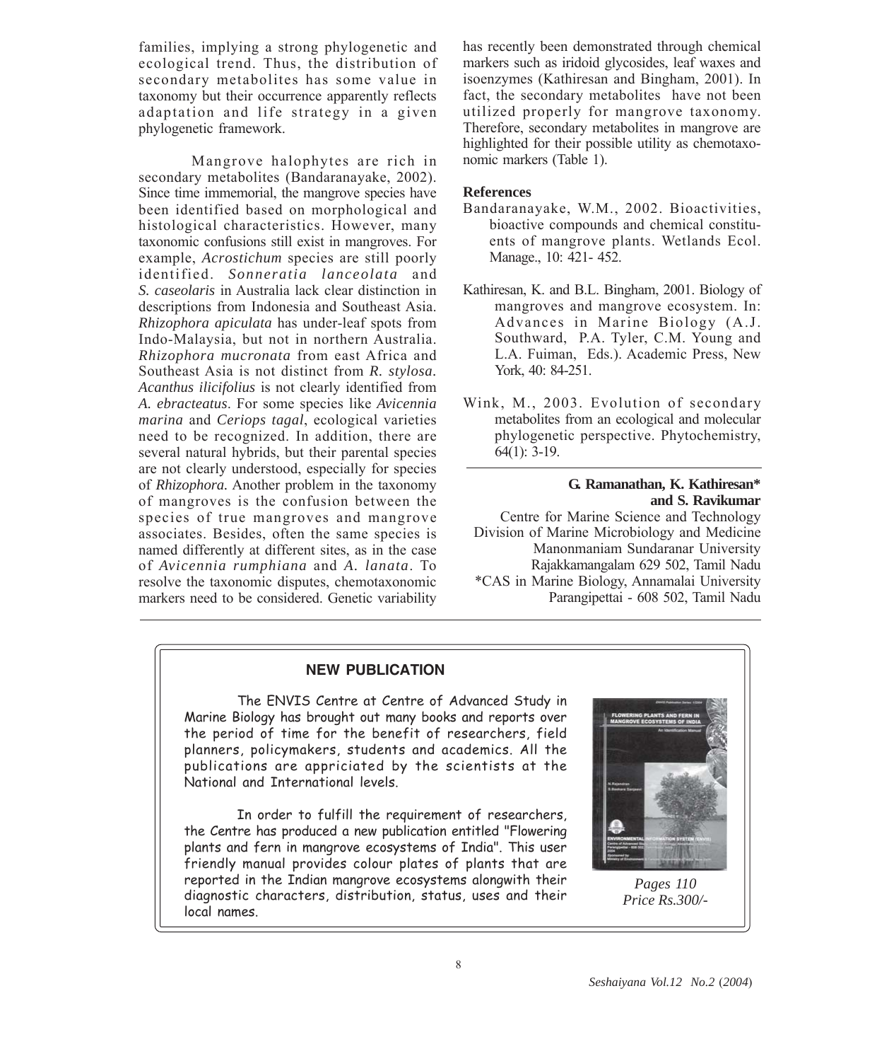families, implying a strong phylogenetic and ecological trend. Thus, the distribution of secondary metabolites has some value in taxonomy but their occurrence apparently reflects adaptation and life strategy in a given phylogenetic framework.

Mangrove halophytes are rich in secondary metabolites (Bandaranayake, 2002). Since time immemorial, the mangrove species have been identified based on morphological and histological characteristics. However, many taxonomic confusions still exist in mangroves. For example, *Acrostichum* species are still poorly identified. *Sonneratia lanceolata* and *S. caseolaris* in Australia lack clear distinction in descriptions from Indonesia and Southeast Asia. *Rhizophora apiculata* has under-leaf spots from Indo-Malaysia, but not in northern Australia. *Rhizophora mucronata* from east Africa and Southeast Asia is not distinct from *R. stylosa*. *Acanthus ilicifolius* is not clearly identified from *A. ebracteatus*. For some species like *Avicennia marina* and *Ceriops tagal*, ecological varieties need to be recognized. In addition, there are several natural hybrids, but their parental species are not clearly understood, especially for species of *Rhizophora.* Another problem in the taxonomy of mangroves is the confusion between the species of true mangroves and mangrove associates. Besides, often the same species is named differently at different sites, as in the case of *Avicennia rumphiana* and *A. lanata*. To resolve the taxonomic disputes, chemotaxonomic markers need to be considered. Genetic variability has recently been demonstrated through chemical markers such as iridoid glycosides, leaf waxes and isoenzymes (Kathiresan and Bingham, 2001). In fact, the secondary metabolites have not been utilized properly for mangrove taxonomy. Therefore, secondary metabolites in mangrove are highlighted for their possible utility as chemotaxonomic markers (Table 1).

**References**

Bandaranayake, W.M., 2002. Bioactivities, bioactive compounds and chemical constituents of mangrove plants. Wetlands Ecol. Manage., 10: 421- 452.

Kathiresan, K. and B.L. Bingham, 2001. Biology of mangroves and mangrove ecosystem. In: Advances in Marine Biology (A.J. Southward, P.A. Tyler, C.M. Young and L.A. Fuiman, Eds.). Academic Press, New York, 40: 84-251.

Wink, M., 2003. Evolution of secondary metabolites from an ecological and molecular phylogenetic perspective. Phytochemistry, 64(1): 3-19.

**G. Ramanathan, K. Kathiresan\* and S. Ravikumar**

Centre for Marine Science and Technology
Division of Marine Microbiology and Medicine
Manonmaniam Sundaranar University
Rajakkamangalam 629 502, Tamil Nadu
\*CAS in Marine Biology, Annamalai University
Parangipettai - 608 502, Tamil Nadu

---

**NEW PUBLICATION**

The ENVIS Centre at Centre of Advanced Study in Marine Biology has brought out many books and reports over the period of time for the benefit of researchers, field planners, policymakers, students and academics. All the publications are appriciated by the scientists at the National and International levels.

In order to fulfill the requirement of researchers, the Centre has produced a new publication entitled "Flowering plants and fern in mangrove ecosystems of India". This user friendly manual provides colour plates of plants that are reported in the Indian mangrove ecosystems alongwith their diagnostic characters, distribution, status, uses and their local names.

*Pages 110*
*Price Rs.300/-*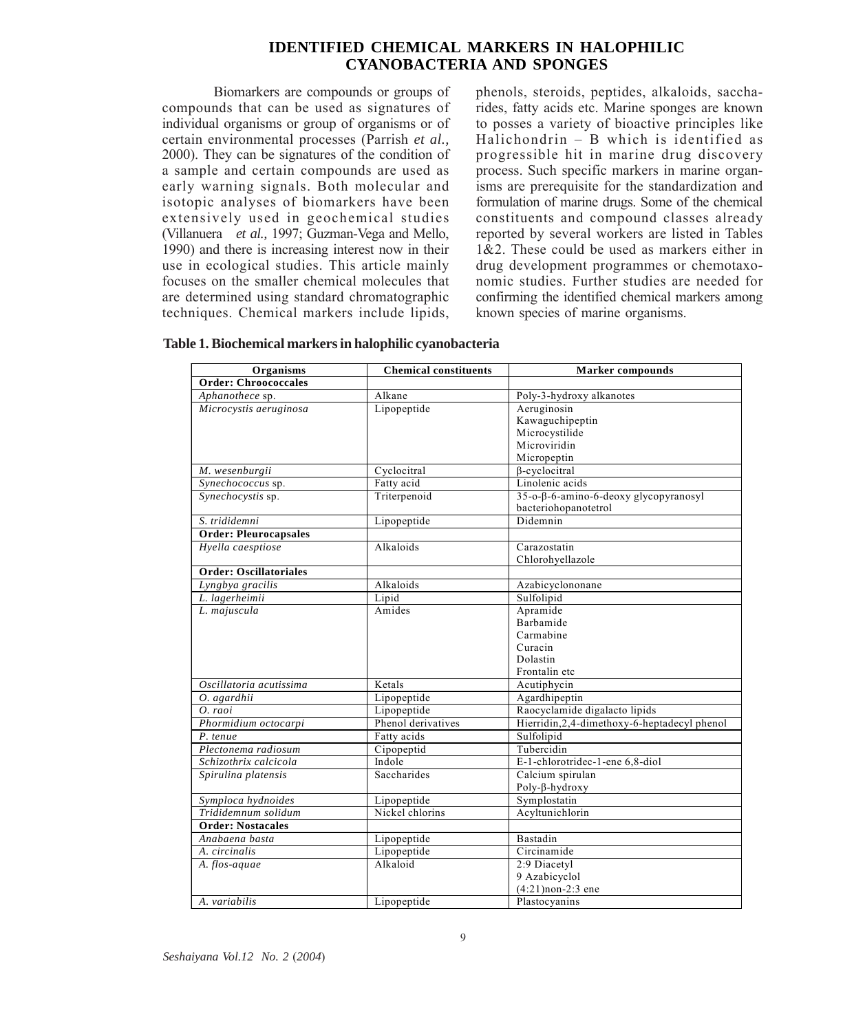## IDENTIFIED CHEMICAL MARKERS IN HALOPHILIC CYANOBACTERIA AND SPONGES

Biomarkers are compounds or groups of compounds that can be used as signatures of individual organisms or group of organisms or of certain environmental processes (Parrish *et al.,* 2000). They can be signatures of the condition of a sample and certain compounds are used as early warning signals. Both molecular and isotopic analyses of biomarkers have been extensively used in geochemical studies (Villanuera *et al.,* 1997; Guzman-Vega and Mello, 1990) and there is increasing interest now in their use in ecological studies. This article mainly focuses on the smaller chemical molecules that are determined using standard chromatographic techniques. Chemical markers include lipids, phenols, steroids, peptides, alkaloids, saccharides, fatty acids etc. Marine sponges are known to posses a variety of bioactive principles like Halichondrin – B which is identified as progressible hit in marine drug discovery process. Such specific markers in marine organisms are prerequisite for the standardization and formulation of marine drugs. Some of the chemical constituents and compound classes already reported by several workers are listed in Tables 1&2. These could be used as markers either in drug development programmes or chemotaxonomic studies. Further studies are needed for confirming the identified chemical markers among known species of marine organisms.

**Table 1. Biochemical markers in halophilic cyanobacteria**

| Organisms | Chemical constituents | Marker compounds |
|---|---|---|
| **Order: Chroococcales** | | |
| *Aphanothece* sp. | Alkane | Poly-3-hydroxy alkanotes |
| *Microcystis aeruginosa* | Lipopeptide | Aeruginosin<br>Kawaguchipeptin<br>Microcystilide<br>Microviridin<br>Micropeptin |
| *M. wesenburgii* | Cyclocitral | β-cyclocitral |
| *Synechococcus* sp. | Fatty acid | Linolenic acids |
| *Synechocystis* sp. | Triterpenoid | 35-o-β-6-amino-6-deoxy glycopyranosyl bacteriohopanotetrol |
| *S. trididemni* | Lipopeptide | Didemnin |
| **Order: Pleurocapsales** | | |
| *Hyella caesptiose* | Alkaloids | Carazostatin<br>Chlorohyellazole |
| **Order: Oscillatoriales** | | |
| *Lyngbya gracilis* | Alkaloids | Azabicyclononane |
| *L. lagerheimii* | Lipid | Sulfolipid |
| *L. majuscula* | Amides | Apramide<br>Barbamide<br>Carmabine<br>Curacin<br>Dolastin<br>Frontalin etc |
| *Oscillatoria acutissima* | Ketals | Acutiphycin |
| *O. agardhii* | Lipopeptide | Agardhipeptin |
| *O. raoi* | Lipopeptide | Raocyclamide digalacto lipids |
| *Phormidium octocarpi* | Phenol derivatives | Hierridin,2,4-dimethoxy-6-heptadecyl phenol |
| *P. tenue* | Fatty acids | Sulfolipid |
| *Plectonema radiosum* | Cipopeptid | Tubercidin |
| *Schizothrix calcicola* | Indole | E-1-chlorotridec-1-ene 6,8-diol |
| *Spirulina platensis* | Saccharides | Calcium spirulan<br>Poly-β-hydroxy |
| *Symploca hydnoides* | Lipopeptide | Symplostatin |
| *Trididemnum solidum* | Nickel chlorins | Acyltunichlorin |
| **Order: Nostacales** | | |
| *Anabaena basta* | Lipopeptide | Bastadin |
| *A. circinalis* | Lipopeptide | Circinamide |
| *A. flos-aquae* | Alkaloid | 2:9 Diacetyl<br>9 Azabicyclol<br>(4:21)non-2:3 ene |
| *A. variabilis* | Lipopeptide | Plastocyanins |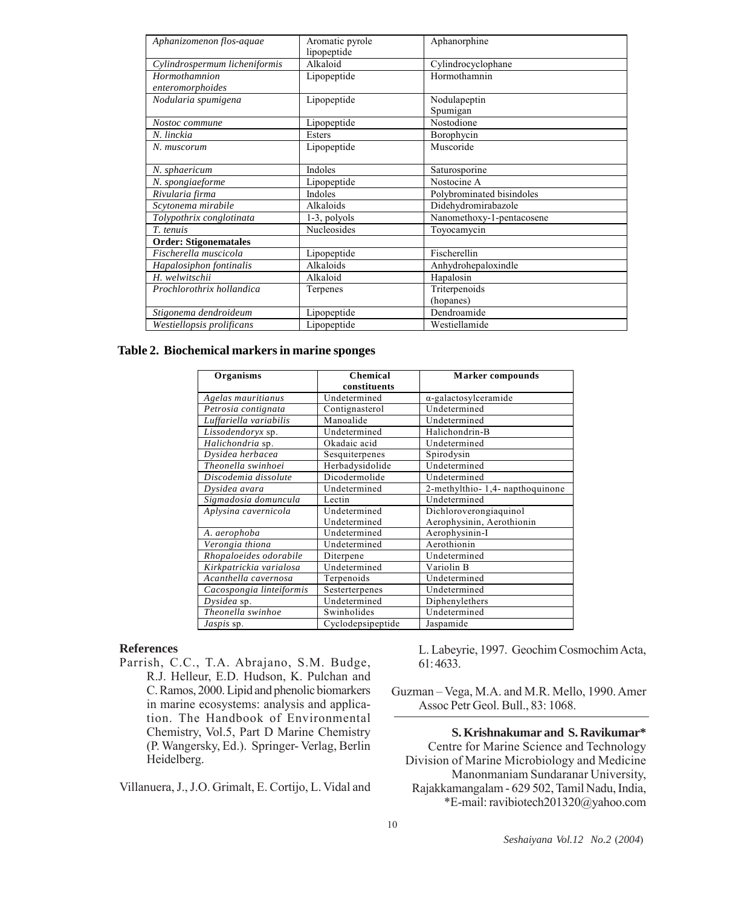| | | |
|---|---|---|
| *Aphanizomenon flos-aquae* | Aromatic pyrole lipopeptide | Aphanorphine |
| *Cylindrospermum licheniformis* | Alkaloid | Cylindrocyclophane |
| *Hormothamnion enteromorphoides* | Lipopeptide | Hormothamnin |
| *Nodularia spumigena* | Lipopeptide | Nodulapeptin Spumigan |
| *Nostoc commune* | Lipopeptide | Nostodione |
| *N. linckia* | Esters | Borophycin |
| *N. muscorum* | Lipopeptide | Muscoride |
| *N. sphaericum* | Indoles | Saturosporine |
| *N. spongiaeforme* | Lipopeptide | Nostocine A |
| *Rivularia firma* | Indoles | Polybrominated bisindoles |
| *Scytonema mirabile* | Alkaloids | Didehydromirabazole |
| *Tolypothrix conglotinata* | 1-3, polyols | Nanomethoxy-1-pentacosene |
| *T. tenuis* | Nucleosides | Toyocamycin |
| **Order: Stigonematales** | | |
| *Fischerella muscicola* | Lipopeptide | Fischerellin |
| *Hapalosiphon fontinalis* | Alkaloids | Anhydrohepaloxindle |
| *H. welwitschii* | Alkaloid | Hapalosin |
| *Prochlorothrix hollandica* | Terpenes | Triterpenoids (hopanes) |
| *Stigonema dendroideum* | Lipopeptide | Dendroamide |
| *Westiellopsis prolificans* | Lipopeptide | Westiellamide |

**Table 2. Biochemical markers in marine sponges**

| Organisms | Chemical constituents | Marker compounds |
|---|---|---|
| *Agelas mauritianus* | Undetermined | α-galactosylceramide |
| *Petrosia contignata* | Contignasterol | Undetermined |
| *Luffariella variabilis* | Manoalide | Undetermined |
| *Lissodendoryx* sp. | Undetermined | Halichondrin-B |
| *Halichondria* sp. | Okadaic acid | Undetermined |
| *Dysidea herbacea* | Sesquiterpenes | Spirodysin |
| *Theonella swinhoei* | Herbadysidolide | Undetermined |
| *Discodemia dissolute* | Dicodermolide | Undetermined |
| *Dysidea avara* | Undetermined | 2-methylthio- 1,4- napthoquinone |
| *Sigmadosia domuncula* | Lectin | Undetermined |
| *Aplysina cavernicola* | Undetermined Undetermined | Dichloroverongiaquinol Aerophysinin, Aerothionin |
| *A. aerophoba* | Undetermined | Aerophysinin-I |
| *Verongia thiona* | Undetermined | Aerothionin |
| *Rhopaloeides odorabile* | Diterpene | Undetermined |
| *Kirkpatrickia varialosa* | Undetermined | Variolin B |
| *Acanthella cavernosa* | Terpenoids | Undetermined |
| *Cacospongia linteiformis* | Sesterterpenes | Undetermined |
| *Dysidea* sp. | Undetermined | Diphenylethers |
| *Theonella swinhoe* | Swinholides | Undetermined |
| *Jaspis* sp. | Cyclodepsipeptide | Jaspamide |

## References

Parrish, C.C., T.A. Abrajano, S.M. Budge, R.J. Helleur, E.D. Hudson, K. Pulchan and C. Ramos, 2000. Lipid and phenolic biomarkers in marine ecosystems: analysis and application. The Handbook of Environmental Chemistry, Vol.5, Part D Marine Chemistry (P. Wangersky, Ed.). Springer- Verlag, Berlin Heidelberg.

Villanuera, J., J.O. Grimalt, E. Cortijo, L. Vidal and L. Labeyrie, 1997. Geochim Cosmochim Acta, 61: 4633.

Guzman – Vega, M.A. and M.R. Mello, 1990. Amer Assoc Petr Geol. Bull., 83: 1068.

**S. Krishnakumar and S. Ravikumar***
Centre for Marine Science and Technology
Division of Marine Microbiology and Medicine
Manonmaniam Sundaranar University,
Rajakkamangalam - 629 502, Tamil Nadu, India,
*E-mail: ravibiotech201320@yahoo.com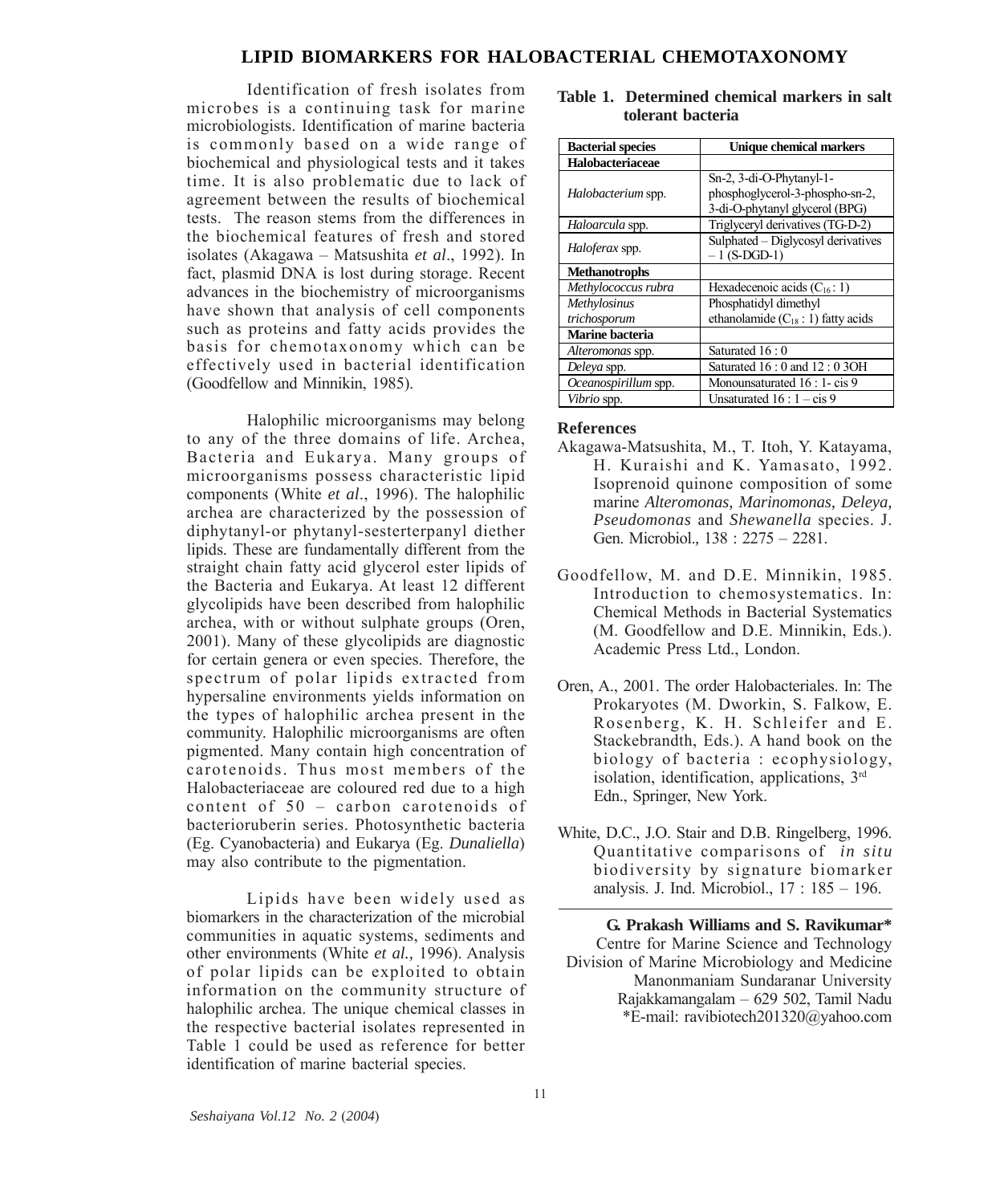## LIPID BIOMARKERS FOR HALOBACTERIAL CHEMOTAXONOMY

Identification of fresh isolates from microbes is a continuing task for marine microbiologists. Identification of marine bacteria is commonly based on a wide range of biochemical and physiological tests and it takes time. It is also problematic due to lack of agreement between the results of biochemical tests. The reason stems from the differences in the biochemical features of fresh and stored isolates (Akagawa – Matsushita *et al*., 1992). In fact, plasmid DNA is lost during storage. Recent advances in the biochemistry of microorganisms have shown that analysis of cell components such as proteins and fatty acids provides the basis for chemotaxonomy which can be effectively used in bacterial identification (Goodfellow and Minnikin, 1985).

Halophilic microorganisms may belong to any of the three domains of life. Archea, Bacteria and Eukarya. Many groups of microorganisms possess characteristic lipid components (White *et al*., 1996). The halophilic archea are characterized by the possession of diphytanyl-or phytanyl-sesterterpanyl diether lipids. These are fundamentally different from the straight chain fatty acid glycerol ester lipids of the Bacteria and Eukarya. At least 12 different glycolipids have been described from halophilic archea, with or without sulphate groups (Oren, 2001). Many of these glycolipids are diagnostic for certain genera or even species. Therefore, the spectrum of polar lipids extracted from hypersaline environments yields information on the types of halophilic archea present in the community. Halophilic microorganisms are often pigmented. Many contain high concentration of carotenoids. Thus most members of the Halobacteriaceae are coloured red due to a high content of 50 – carbon carotenoids of bacterioruberin series. Photosynthetic bacteria (Eg. Cyanobacteria) and Eukarya (Eg. *Dunaliella*) may also contribute to the pigmentation.

Lipids have been widely used as biomarkers in the characterization of the microbial communities in aquatic systems, sediments and other environments (White *et al.,* 1996). Analysis of polar lipids can be exploited to obtain information on the community structure of halophilic archea. The unique chemical classes in the respective bacterial isolates represented in Table 1 could be used as reference for better identification of marine bacterial species.

**Table 1. Determined chemical markers in salt tolerant bacteria**

| Bacterial species | Unique chemical markers |
|---|---|
| **Halobacteriaceae** | |
| *Halobacterium* spp. | Sn-2, 3-di-O-Phytanyl-1-phosphoglycerol-3-phospho-sn-2, 3-di-O-phytanyl glycerol (BPG) |
| *Haloarcula* spp. | Triglyceryl derivatives (TG-D-2) |
| *Haloferax* spp. | Sulphated – Diglycosyl derivatives – 1 (S-DGD-1) |
| **Methanotrophs** | |
| *Methylococcus rubra* | Hexadecenoic acids ($C_{16}$ : 1) |
| *Methylosinus trichosporum* | Phosphatidyl dimethyl ethanolamide ($C_{18}$ : 1) fatty acids |
| **Marine bacteria** | |
| *Alteromonas* spp. | Saturated 16 : 0 |
| *Deleya* spp. | Saturated 16 : 0 and 12 : 0 3OH |
| *Oceanospirillum* spp. | Monounsaturated 16 : 1- cis 9 |
| *Vibrio* spp. | Unsaturated 16 : 1 – cis 9 |

### References

Akagawa-Matsushita, M., T. Itoh, Y. Katayama, H. Kuraishi and K. Yamasato, 1992. Isoprenoid quinone composition of some marine *Alteromonas, Marinomonas, Deleya, Pseudomonas* and *Shewanella* species. J. Gen. Microbiol., 138 : 2275 – 2281.

Goodfellow, M. and D.E. Minnikin, 1985. Introduction to chemosystematics. In: Chemical Methods in Bacterial Systematics (M. Goodfellow and D.E. Minnikin, Eds.). Academic Press Ltd., London.

Oren, A., 2001. The order Halobacteriales. In: The Prokaryotes (M. Dworkin, S. Falkow, E. Rosenberg, K. H. Schleifer and E. Stackebrandth, Eds.). A hand book on the biology of bacteria : ecophysiology, isolation, identification, applications, 3rd Edn., Springer, New York.

White, D.C., J.O. Stair and D.B. Ringelberg, 1996. Quantitative comparisons of *in situ* biodiversity by signature biomarker analysis. J. Ind. Microbiol., 17 : 185 – 196.

**G. Prakash Williams and S. Ravikumar\***
Centre for Marine Science and Technology
Division of Marine Microbiology and Medicine
Manonmaniam Sundaranar University
Rajakkamangalam – 629 502, Tamil Nadu
\*E-mail: ravibiotech201320@yahoo.com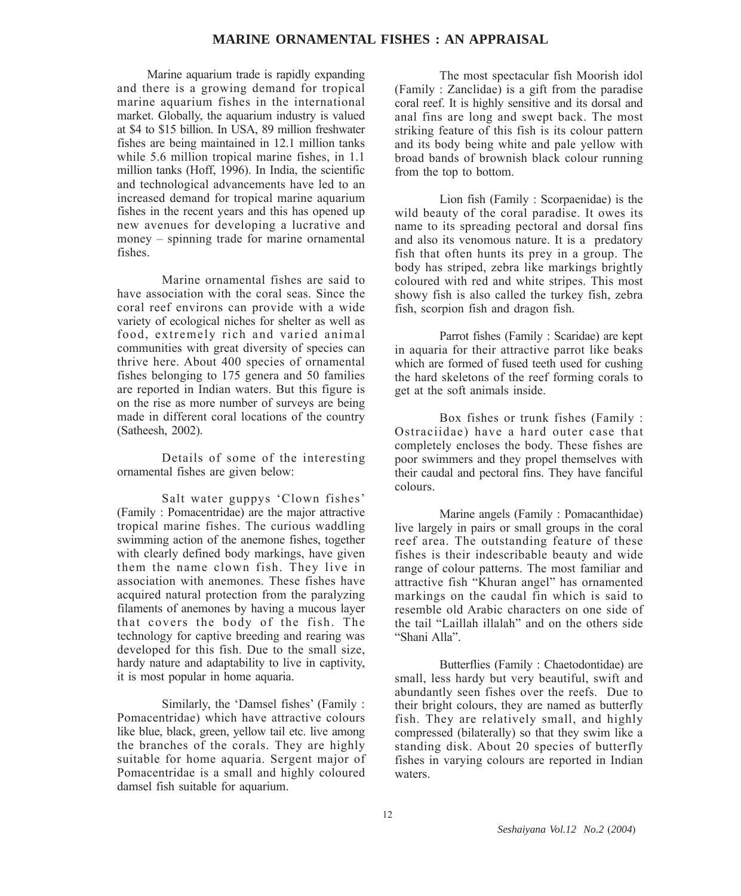# MARINE ORNAMENTAL FISHES : AN APPRAISAL

Marine aquarium trade is rapidly expanding and there is a growing demand for tropical marine aquarium fishes in the international market. Globally, the aquarium industry is valued at $4 to $15 billion. In USA, 89 million freshwater fishes are being maintained in 12.1 million tanks while 5.6 million tropical marine fishes, in 1.1 million tanks (Hoff, 1996). In India, the scientific and technological advancements have led to an increased demand for tropical marine aquarium fishes in the recent years and this has opened up new avenues for developing a lucrative and money – spinning trade for marine ornamental fishes.

Marine ornamental fishes are said to have association with the coral seas. Since the coral reef environs can provide with a wide variety of ecological niches for shelter as well as food, extremely rich and varied animal communities with great diversity of species can thrive here. About 400 species of ornamental fishes belonging to 175 genera and 50 families are reported in Indian waters. But this figure is on the rise as more number of surveys are being made in different coral locations of the country (Satheesh, 2002).

Details of some of the interesting ornamental fishes are given below:

Salt water guppys 'Clown fishes' (Family : Pomacentridae) are the major attractive tropical marine fishes. The curious waddling swimming action of the anemone fishes, together with clearly defined body markings, have given them the name clown fish. They live in association with anemones. These fishes have acquired natural protection from the paralyzing filaments of anemones by having a mucous layer that covers the body of the fish. The technology for captive breeding and rearing was developed for this fish. Due to the small size, hardy nature and adaptability to live in captivity, it is most popular in home aquaria.

Similarly, the 'Damsel fishes' (Family : Pomacentridae) which have attractive colours like blue, black, green, yellow tail etc. live among the branches of the corals. They are highly suitable for home aquaria. Sergent major of Pomacentridae is a small and highly coloured damsel fish suitable for aquarium.

The most spectacular fish Moorish idol (Family : Zanclidae) is a gift from the paradise coral reef. It is highly sensitive and its dorsal and anal fins are long and swept back. The most striking feature of this fish is its colour pattern and its body being white and pale yellow with broad bands of brownish black colour running from the top to bottom.

Lion fish (Family : Scorpaenidae) is the wild beauty of the coral paradise. It owes its name to its spreading pectoral and dorsal fins and also its venomous nature. It is a predatory fish that often hunts its prey in a group. The body has striped, zebra like markings brightly coloured with red and white stripes. This most showy fish is also called the turkey fish, zebra fish, scorpion fish and dragon fish.

Parrot fishes (Family : Scaridae) are kept in aquaria for their attractive parrot like beaks which are formed of fused teeth used for cushing the hard skeletons of the reef forming corals to get at the soft animals inside.

Box fishes or trunk fishes (Family : Ostraciidae) have a hard outer case that completely encloses the body. These fishes are poor swimmers and they propel themselves with their caudal and pectoral fins. They have fanciful colours.

Marine angels (Family : Pomacanthidae) live largely in pairs or small groups in the coral reef area. The outstanding feature of these fishes is their indescribable beauty and wide range of colour patterns. The most familiar and attractive fish "Khuran angel" has ornamented markings on the caudal fin which is said to resemble old Arabic characters on one side of the tail "Laillah illalah" and on the others side "Shani Alla".

Butterflies (Family : Chaetodontidae) are small, less hardy but very beautiful, swift and abundantly seen fishes over the reefs. Due to their bright colours, they are named as butterfly fish. They are relatively small, and highly compressed (bilaterally) so that they swim like a standing disk. About 20 species of butterfly fishes in varying colours are reported in Indian waters.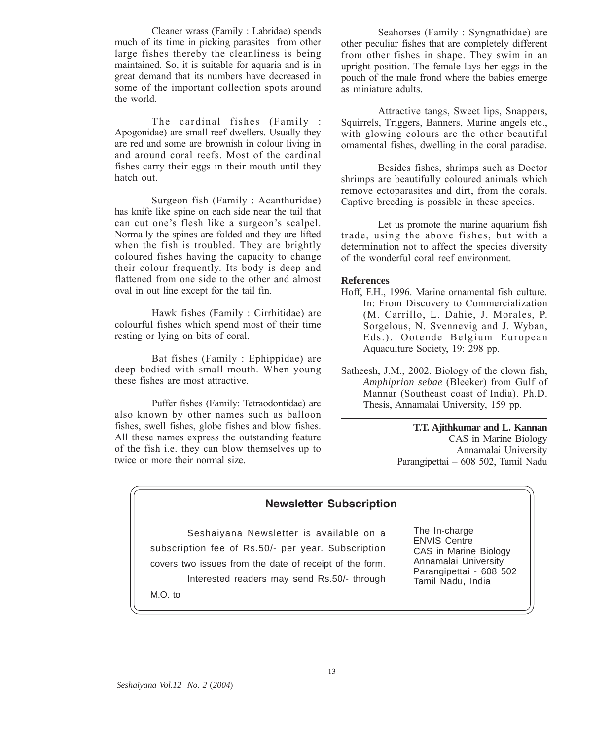Cleaner wrass (Family : Labridae) spends much of its time in picking parasites from other large fishes thereby the cleanliness is being maintained. So, it is suitable for aquaria and is in great demand that its numbers have decreased in some of the important collection spots around the world.

The cardinal fishes (Family : Apogonidae) are small reef dwellers. Usually they are red and some are brownish in colour living in and around coral reefs. Most of the cardinal fishes carry their eggs in their mouth until they hatch out.

Surgeon fish (Family : Acanthuridae) has knife like spine on each side near the tail that can cut one's flesh like a surgeon's scalpel. Normally the spines are folded and they are lifted when the fish is troubled. They are brightly coloured fishes having the capacity to change their colour frequently. Its body is deep and flattened from one side to the other and almost oval in out line except for the tail fin.

Hawk fishes (Family : Cirrhitidae) are colourful fishes which spend most of their time resting or lying on bits of coral.

Bat fishes (Family : Ephippidae) are deep bodied with small mouth. When young these fishes are most attractive.

Puffer fishes (Family: Tetraodontidae) are also known by other names such as balloon fishes, swell fishes, globe fishes and blow fishes. All these names express the outstanding feature of the fish i.e. they can blow themselves up to twice or more their normal size.

Seahorses (Family : Syngnathidae) are other peculiar fishes that are completely different from other fishes in shape. They swim in an upright position. The female lays her eggs in the pouch of the male frond where the babies emerge as miniature adults.

Attractive tangs, Sweet lips, Snappers, Squirrels, Triggers, Banners, Marine angels etc., with glowing colours are the other beautiful ornamental fishes, dwelling in the coral paradise.

Besides fishes, shrimps such as Doctor shrimps are beautifully coloured animals which remove ectoparasites and dirt, from the corals. Captive breeding is possible in these species.

Let us promote the marine aquarium fish trade, using the above fishes, but with a determination not to affect the species diversity of the wonderful coral reef environment.

**References**

Hoff, F.H., 1996. Marine ornamental fish culture. In: From Discovery to Commercialization (M. Carrillo, L. Dahie, J. Morales, P. Sorgelous, N. Svennevig and J. Wyban, Eds.). Ootende Belgium European Aquaculture Society, 19: 298 pp.

Satheesh, J.M., 2002. Biology of the clown fish, *Amphiprion sebae* (Bleeker) from Gulf of Mannar (Southeast coast of India). Ph.D. Thesis, Annamalai University, 159 pp.

**T.T. Ajithkumar and L. Kannan**
CAS in Marine Biology
Annamalai University
Parangipettai – 608 502, Tamil Nadu

---

## Newsletter Subscription

Seshaiyana Newsletter is available on a subscription fee of Rs.50/- per year. Subscription covers two issues from the date of receipt of the form.

Interested readers may send Rs.50/- through M.O. to

The In-charge
ENVIS Centre
CAS in Marine Biology
Annamalai University
Parangipettai - 608 502
Tamil Nadu, India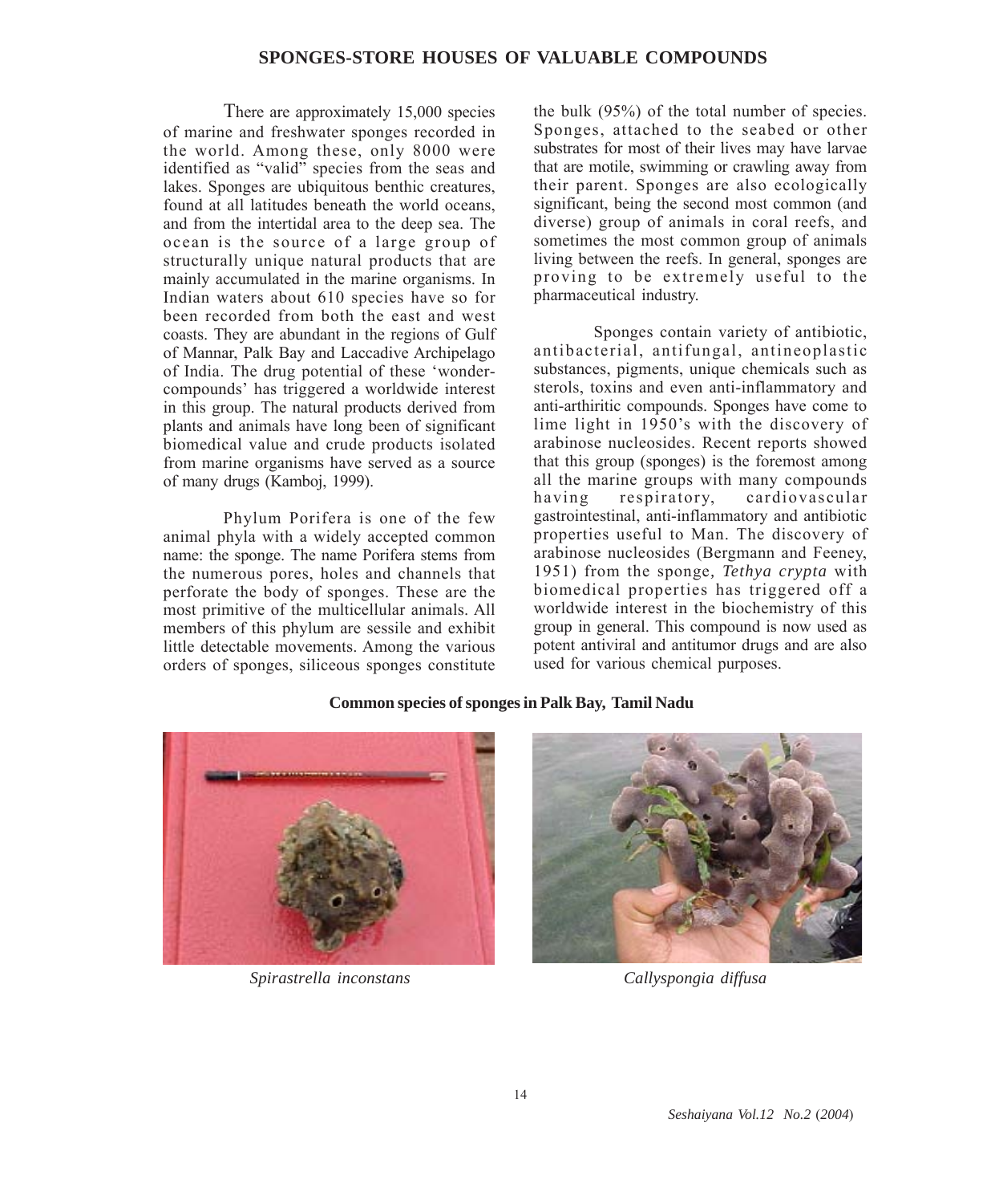# SPONGES-STORE HOUSES OF VALUABLE COMPOUNDS

There are approximately 15,000 species of marine and freshwater sponges recorded in the world. Among these, only 8000 were identified as "valid" species from the seas and lakes. Sponges are ubiquitous benthic creatures, found at all latitudes beneath the world oceans, and from the intertidal area to the deep sea. The ocean is the source of a large group of structurally unique natural products that are mainly accumulated in the marine organisms. In Indian waters about 610 species have so for been recorded from both the east and west coasts. They are abundant in the regions of Gulf of Mannar, Palk Bay and Laccadive Archipelago of India. The drug potential of these 'wonder-compounds' has triggered a worldwide interest in this group. The natural products derived from plants and animals have long been of significant biomedical value and crude products isolated from marine organisms have served as a source of many drugs (Kamboj, 1999).

Phylum Porifera is one of the few animal phyla with a widely accepted common name: the sponge. The name Porifera stems from the numerous pores, holes and channels that perforate the body of sponges. These are the most primitive of the multicellular animals. All members of this phylum are sessile and exhibit little detectable movements. Among the various orders of sponges, siliceous sponges constitute the bulk (95%) of the total number of species. Sponges, attached to the seabed or other substrates for most of their lives may have larvae that are motile, swimming or crawling away from their parent. Sponges are also ecologically significant, being the second most common (and diverse) group of animals in coral reefs, and sometimes the most common group of animals living between the reefs. In general, sponges are proving to be extremely useful to the pharmaceutical industry.

Sponges contain variety of antibiotic, antibacterial, antifungal, antineoplastic substances, pigments, unique chemicals such as sterols, toxins and even anti-inflammatory and anti-arthiritic compounds. Sponges have come to lime light in 1950's with the discovery of arabinose nucleosides. Recent reports showed that this group (sponges) is the foremost among all the marine groups with many compounds having respiratory, cardiovascular gastrointestinal, anti-inflammatory and antibiotic properties useful to Man. The discovery of arabinose nucleosides (Bergmann and Feeney, 1951) from the sponge*, Tethya crypta* with biomedical properties has triggered off a worldwide interest in the biochemistry of this group in general. This compound is now used as potent antiviral and antitumor drugs and are also used for various chemical purposes.

**Common species of sponges in Palk Bay, Tamil Nadu**

*Spirastrella inconstans*

*Callyspongia diffusa*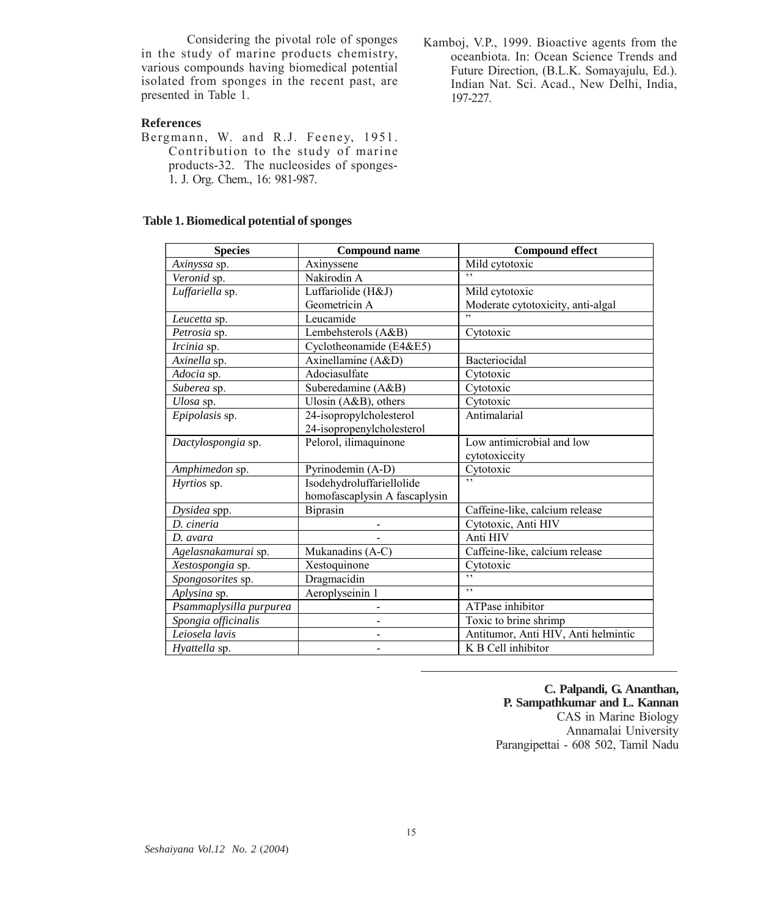Considering the pivotal role of sponges in the study of marine products chemistry, various compounds having biomedical potential isolated from sponges in the recent past, are presented in Table 1.

## References

Bergmann, W. and R.J. Feeney, 1951. Contribution to the study of marine products-32. The nucleosides of sponges-1. J. Org. Chem., 16: 981-987.

Kamboj, V.P., 1999. Bioactive agents from the oceanbiota. In: Ocean Science Trends and Future Direction, (B.L.K. Somayajulu, Ed.). Indian Nat. Sci. Acad., New Delhi, India, 197-227.

**Table 1. Biomedical potential of sponges**

| Species | Compound name | Compound effect |
|---|---|---|
| *Axinyssa* sp. | Axinyssene | Mild cytotoxic |
| *Veronid* sp. | Nakirodin A | ,, |
| *Luffariella* sp. | Luffariolide (H&J)<br>Geometricin A | Mild cytotoxic<br>Moderate cytotoxicity, anti-algal |
| *Leucetta* sp. | Leucamide | ,, |
| *Petrosia* sp. | Lembehsterols (A&B) | Cytotoxic |
| *Ircinia* sp. | Cyclotheonamide (E4&E5) | |
| *Axinella* sp. | Axinellamine (A&D) | Bacteriocidal |
| *Adocia* sp. | Adociasulfate | Cytotoxic |
| *Suberea* sp. | Suberedamine (A&B) | Cytotoxic |
| *Ulosa* sp. | Ulosin (A&B), others | Cytotoxic |
| *Epipolasis* sp. | 24-isopropylcholesterol<br>24-isopropenylcholesterol | Antimalarial |
| *Dactylospongia* sp. | Pelorol, ilimaquinone | Low antimicrobial and low cytotoxiccity |
| *Amphimedon* sp. | Pyrinodemin (A-D) | Cytotoxic |
| *Hyrtios* sp. | Isodehydroluffariellolide<br>homofascaplysin A fascaplysin | ,, |
| *Dysidea* spp. | Biprasin | Caffeine-like, calcium release |
| *D. cineria* | - | Cytotoxic, Anti HIV |
| *D. avara* | - | Anti HIV |
| *Agelasnakamurai* sp. | Mukanadins (A-C) | Caffeine-like, calcium release |
| *Xestospongia* sp. | Xestoquinone | Cytotoxic |
| *Spongosorites* sp. | Dragmacidin | ,, |
| *Aplysina* sp. | Aeroplyseinin 1 | ,, |
| *Psammaplysilla purpurea* | - | ATPase inhibitor |
| *Spongia officinalis* | - | Toxic to brine shrimp |
| *Leiosela lavis* | - | Antitumor, Anti HIV, Anti helmintic |
| *Hyattella* sp. | - | K B Cell inhibitor |

**C. Palpandi, G. Ananthan, P. Sampathkumar and L. Kannan**
CAS in Marine Biology
Annamalai University
Parangipettai - 608 502, Tamil Nadu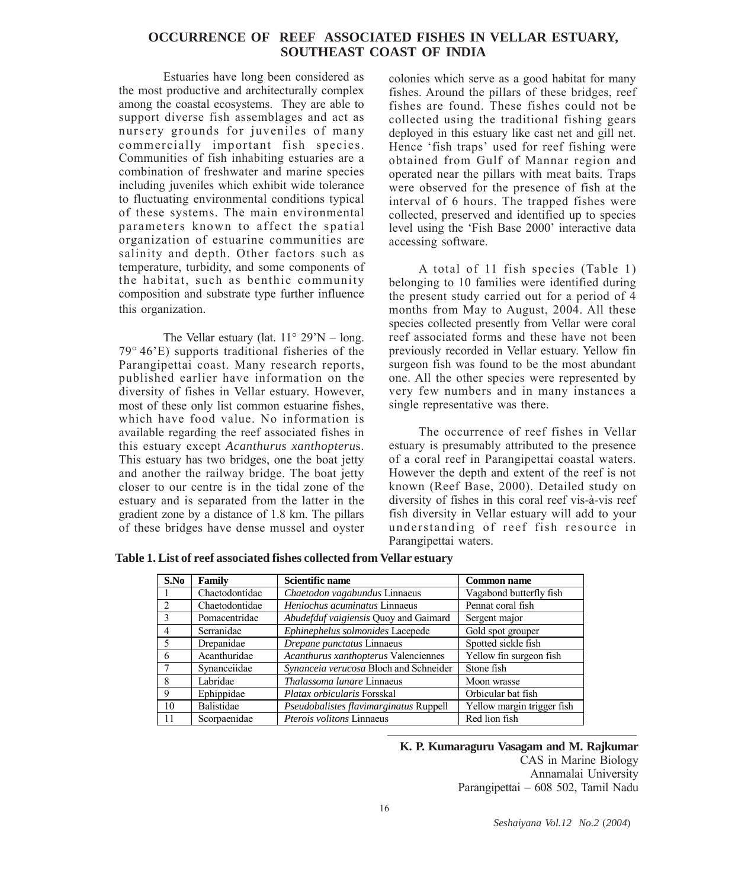## OCCURRENCE OF REEF ASSOCIATED FISHES IN VELLAR ESTUARY, SOUTHEAST COAST OF INDIA

Estuaries have long been considered as the most productive and architecturally complex among the coastal ecosystems. They are able to support diverse fish assemblages and act as nursery grounds for juveniles of many commercially important fish species. Communities of fish inhabiting estuaries are a combination of freshwater and marine species including juveniles which exhibit wide tolerance to fluctuating environmental conditions typical of these systems. The main environmental parameters known to affect the spatial organization of estuarine communities are salinity and depth. Other factors such as temperature, turbidity, and some components of the habitat, such as benthic community composition and substrate type further influence this organization.

The Vellar estuary (lat. 11° 29'N – long. 79° 46'E) supports traditional fisheries of the Parangipettai coast. Many research reports, published earlier have information on the diversity of fishes in Vellar estuary. However, most of these only list common estuarine fishes, which have food value. No information is available regarding the reef associated fishes in this estuary except *Acanthurus xanthopterus*. This estuary has two bridges, one the boat jetty and another the railway bridge. The boat jetty closer to our centre is in the tidal zone of the estuary and is separated from the latter in the gradient zone by a distance of 1.8 km. The pillars of these bridges have dense mussel and oyster colonies which serve as a good habitat for many fishes. Around the pillars of these bridges, reef fishes are found. These fishes could not be collected using the traditional fishing gears deployed in this estuary like cast net and gill net. Hence 'fish traps' used for reef fishing were obtained from Gulf of Mannar region and operated near the pillars with meat baits. Traps were observed for the presence of fish at the interval of 6 hours. The trapped fishes were collected, preserved and identified up to species level using the 'Fish Base 2000' interactive data accessing software.

A total of 11 fish species (Table 1) belonging to 10 families were identified during the present study carried out for a period of 4 months from May to August, 2004. All these species collected presently from Vellar were coral reef associated forms and these have not been previously recorded in Vellar estuary. Yellow fin surgeon fish was found to be the most abundant one. All the other species were represented by very few numbers and in many instances a single representative was there.

The occurrence of reef fishes in Vellar estuary is presumably attributed to the presence of a coral reef in Parangipettai coastal waters. However the depth and extent of the reef is not known (Reef Base, 2000). Detailed study on diversity of fishes in this coral reef vis-à-vis reef fish diversity in Vellar estuary will add to your understanding of reef fish resource in Parangipettai waters.

**Table 1. List of reef associated fishes collected from Vellar estuary**

| S.No | Family | Scientific name | Common name |
|---|---|---|---|
| 1 | Chaetodontidae | *Chaetodon vagabundus* Linnaeus | Vagabond butterfly fish |
| 2 | Chaetodontidae | *Heniochus acuminatus* Linnaeus | Pennat coral fish |
| 3 | Pomacentridae | *Abudefduf vaigiensis* Quoy and Gaimard | Sergent major |
| 4 | Serranidae | *Ephinephelus solmonides* Lacepede | Gold spot grouper |
| 5 | Drepanidae | *Drepane punctatus* Linnaeus | Spotted sickle fish |
| 6 | Acanthuridae | *Acanthurus xanthopterus* Valenciennes | Yellow fin surgeon fish |
| 7 | Synanceiidae | *Synanceia verucosa* Bloch and Schneider | Stone fish |
| 8 | Labridae | *Thalassoma lunare* Linnaeus | Moon wrasse |
| 9 | Ephippidae | *Platax orbicularis* Forsskal | Orbicular bat fish |
| 10 | Balistidae | *Pseudobalistes flavimarginatus* Ruppell | Yellow margin trigger fish |
| 11 | Scorpaenidae | *Pterois volitons* Linnaeus | Red lion fish |

**K. P. Kumaraguru Vasagam and M. Rajkumar**
CAS in Marine Biology
Annamalai University
Parangipettai – 608 502, Tamil Nadu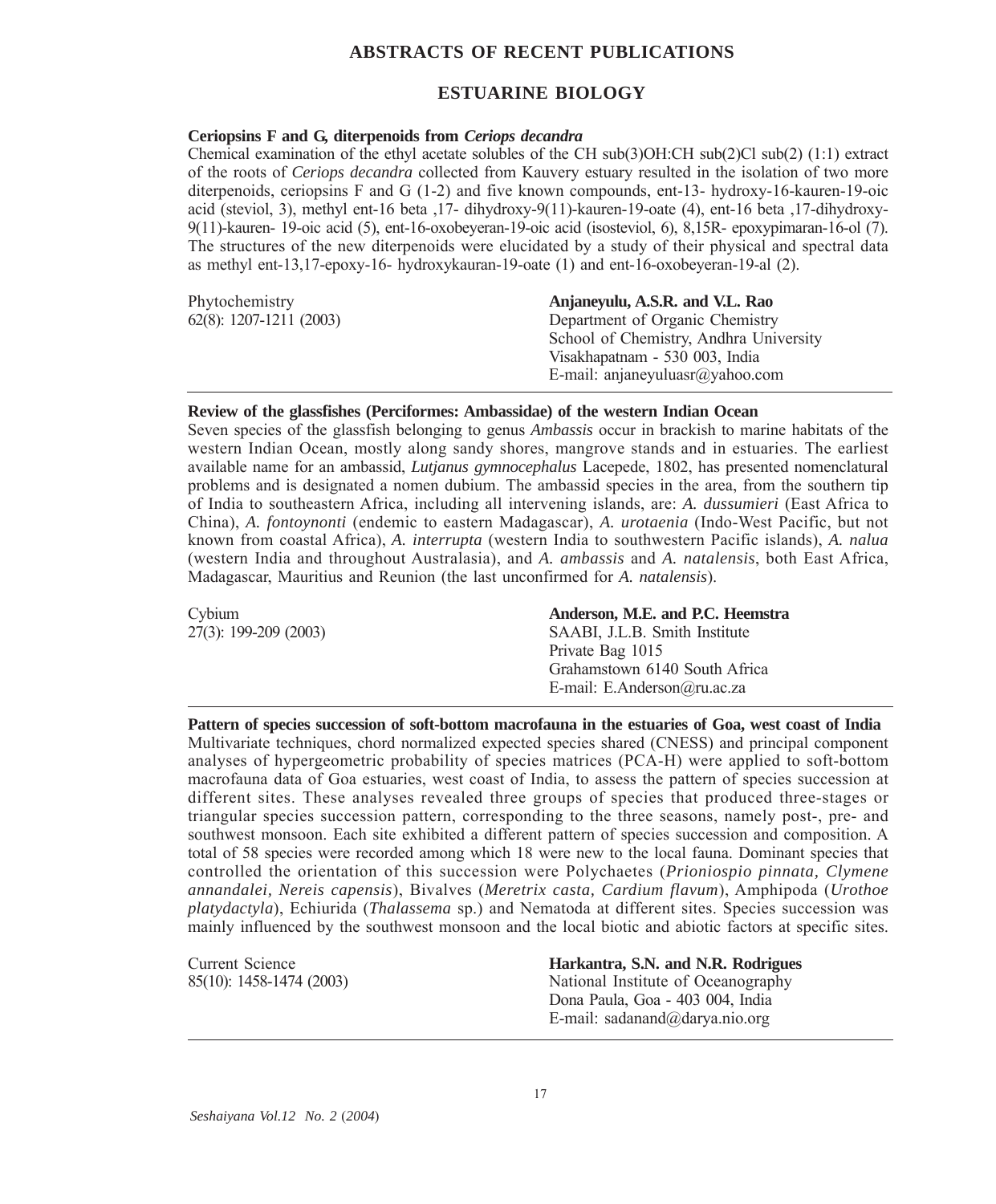# ABSTRACTS OF RECENT PUBLICATIONS

## ESTUARINE BIOLOGY

### Ceriopsins F and G, diterpenoids from *Ceriops decandra*

Chemical examination of the ethyl acetate solubles of the CH sub(3)OH:CH sub(2)Cl sub(2) (1:1) extract of the roots of *Ceriops decandra* collected from Kauvery estuary resulted in the isolation of two more diterpenoids, ceriopsins F and G (1-2) and five known compounds, ent-13- hydroxy-16-kauren-19-oic acid (steviol, 3), methyl ent-16 beta ,17- dihydroxy-9(11)-kauren-19-oate (4), ent-16 beta ,17-dihydroxy-9(11)-kauren- 19-oic acid (5), ent-16-oxobeyeran-19-oic acid (isosteviol, 6), 8,15R- epoxypimaran-16-ol (7). The structures of the new diterpenoids were elucidated by a study of their physical and spectral data as methyl ent-13,17-epoxy-16- hydroxykauran-19-oate (1) and ent-16-oxobeyeran-19-al (2).

Phytochemistry
62(8): 1207-1211 (2003)

**Anjaneyulu, A.S.R. and V.L. Rao**
Department of Organic Chemistry
School of Chemistry, Andhra University
Visakhapatnam - 530 003, India
E-mail: anjaneyuluasr@yahoo.com

---

### Review of the glassfishes (Perciformes: Ambassidae) of the western Indian Ocean

Seven species of the glassfish belonging to genus *Ambassis* occur in brackish to marine habitats of the western Indian Ocean, mostly along sandy shores, mangrove stands and in estuaries. The earliest available name for an ambassid, *Lutjanus gymnocephalus* Lacepede, 1802, has presented nomenclatural problems and is designated a nomen dubium. The ambassid species in the area, from the southern tip of India to southeastern Africa, including all intervening islands, are: *A. dussumieri* (East Africa to China), *A. fontoynonti* (endemic to eastern Madagascar), *A. urotaenia* (Indo-West Pacific, but not known from coastal Africa), *A. interrupta* (western India to southwestern Pacific islands), *A. nalua* (western India and throughout Australasia), and *A. ambassis* and *A. natalensis*, both East Africa, Madagascar, Mauritius and Reunion (the last unconfirmed for *A. natalensis*).

Cybium
27(3): 199-209 (2003)

**Anderson, M.E. and P.C. Heemstra**
SAABI, J.L.B. Smith Institute
Private Bag 1015
Grahamstown 6140 South Africa
E-mail: E.Anderson@ru.ac.za

---

### Pattern of species succession of soft-bottom macrofauna in the estuaries of Goa, west coast of India

Multivariate techniques, chord normalized expected species shared (CNESS) and principal component analyses of hypergeometric probability of species matrices (PCA-H) were applied to soft-bottom macrofauna data of Goa estuaries, west coast of India, to assess the pattern of species succession at different sites. These analyses revealed three groups of species that produced three-stages or triangular species succession pattern, corresponding to the three seasons, namely post-, pre- and southwest monsoon. Each site exhibited a different pattern of species succession and composition. A total of 58 species were recorded among which 18 were new to the local fauna. Dominant species that controlled the orientation of this succession were Polychaetes (*Prioniospio pinnata, Clymene annandalei, Nereis capensis*), Bivalves (*Meretrix casta, Cardium flavum*), Amphipoda (*Urothoe platydactyla*), Echiurida (*Thalassema* sp.) and Nematoda at different sites. Species succession was mainly influenced by the southwest monsoon and the local biotic and abiotic factors at specific sites.

Current Science
85(10): 1458-1474 (2003)

**Harkantra, S.N. and N.R. Rodrigues**
National Institute of Oceanography
Dona Paula, Goa - 403 004, India
E-mail: sadanand@darya.nio.org

---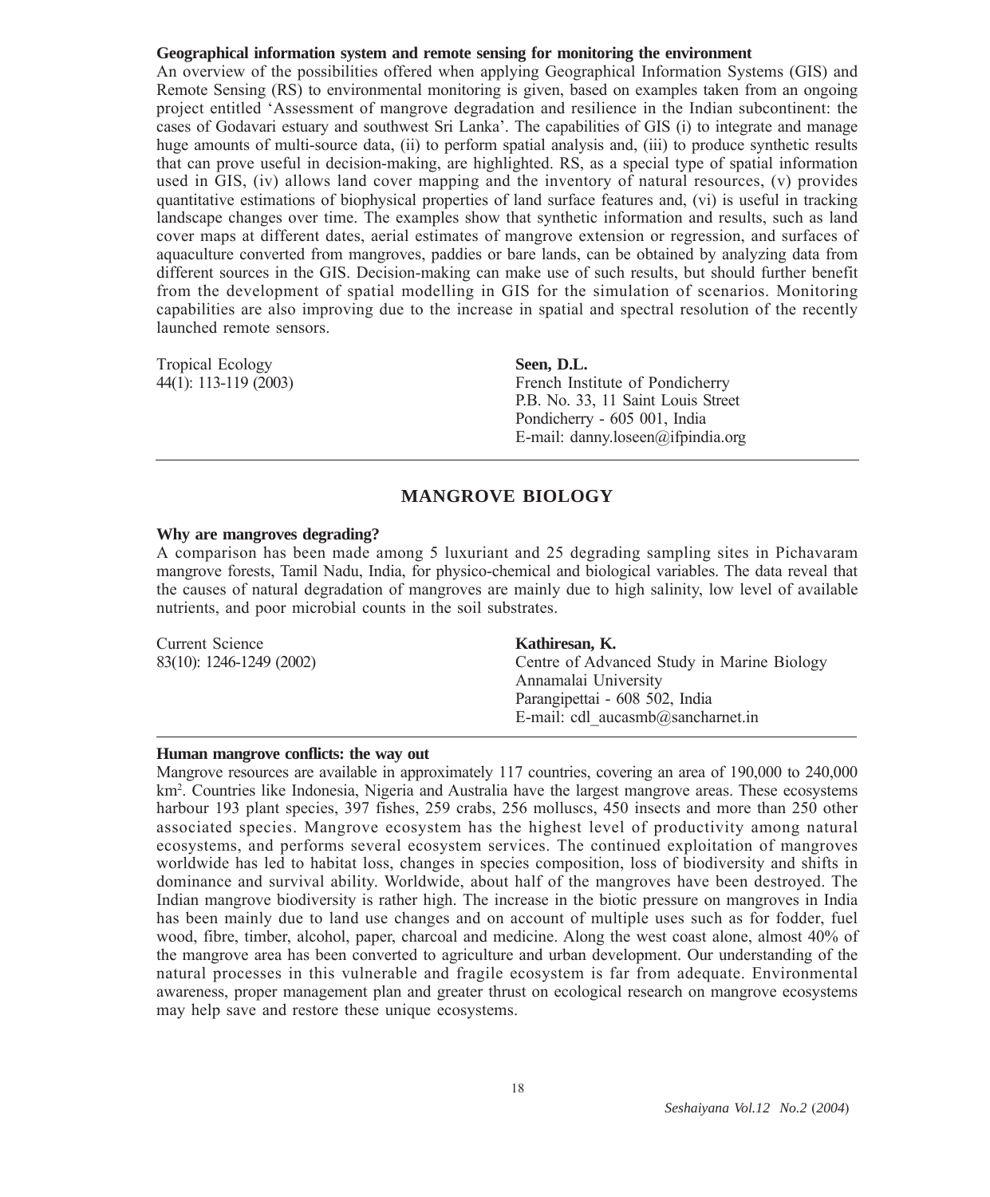### Geographical information system and remote sensing for monitoring the environment

An overview of the possibilities offered when applying Geographical Information Systems (GIS) and Remote Sensing (RS) to environmental monitoring is given, based on examples taken from an ongoing project entitled 'Assessment of mangrove degradation and resilience in the Indian subcontinent: the cases of Godavari estuary and southwest Sri Lanka'. The capabilities of GIS (i) to integrate and manage huge amounts of multi-source data, (ii) to perform spatial analysis and, (iii) to produce synthetic results that can prove useful in decision-making, are highlighted. RS, as a special type of spatial information used in GIS, (iv) allows land cover mapping and the inventory of natural resources, (v) provides quantitative estimations of biophysical properties of land surface features and, (vi) is useful in tracking landscape changes over time. The examples show that synthetic information and results, such as land cover maps at different dates, aerial estimates of mangrove extension or regression, and surfaces of aquaculture converted from mangroves, paddies or bare lands, can be obtained by analyzing data from different sources in the GIS. Decision-making can make use of such results, but should further benefit from the development of spatial modelling in GIS for the simulation of scenarios. Monitoring capabilities are also improving due to the increase in spatial and spectral resolution of the recently launched remote sensors.

Tropical Ecology
44(1): 113-119 (2003)

**Seen, D.L.**
French Institute of Pondicherry
P.B. No. 33, 11 Saint Louis Street
Pondicherry - 605 001, India
E-mail: danny.loseen@ifpindia.org

---

## MANGROVE BIOLOGY

### Why are mangroves degrading?

A comparison has been made among 5 luxuriant and 25 degrading sampling sites in Pichavaram mangrove forests, Tamil Nadu, India, for physico-chemical and biological variables. The data reveal that the causes of natural degradation of mangroves are mainly due to high salinity, low level of available nutrients, and poor microbial counts in the soil substrates.

Current Science
83(10): 1246-1249 (2002)

**Kathiresan, K.**
Centre of Advanced Study in Marine Biology
Annamalai University
Parangipettai - 608 502, India
E-mail: cdl_aucasmb@sancharnet.in

---

### Human mangrove conflicts: the way out

Mangrove resources are available in approximately 117 countries, covering an area of 190,000 to 240,000 km$^2$. Countries like Indonesia, Nigeria and Australia have the largest mangrove areas. These ecosystems harbour 193 plant species, 397 fishes, 259 crabs, 256 molluscs, 450 insects and more than 250 other associated species. Mangrove ecosystem has the highest level of productivity among natural ecosystems, and performs several ecosystem services. The continued exploitation of mangroves worldwide has led to habitat loss, changes in species composition, loss of biodiversity and shifts in dominance and survival ability. Worldwide, about half of the mangroves have been destroyed. The Indian mangrove biodiversity is rather high. The increase in the biotic pressure on mangroves in India has been mainly due to land use changes and on account of multiple uses such as for fodder, fuel wood, fibre, timber, alcohol, paper, charcoal and medicine. Along the west coast alone, almost 40% of the mangrove area has been converted to agriculture and urban development. Our understanding of the natural processes in this vulnerable and fragile ecosystem is far from adequate. Environmental awareness, proper management plan and greater thrust on ecological research on mangrove ecosystems may help save and restore these unique ecosystems.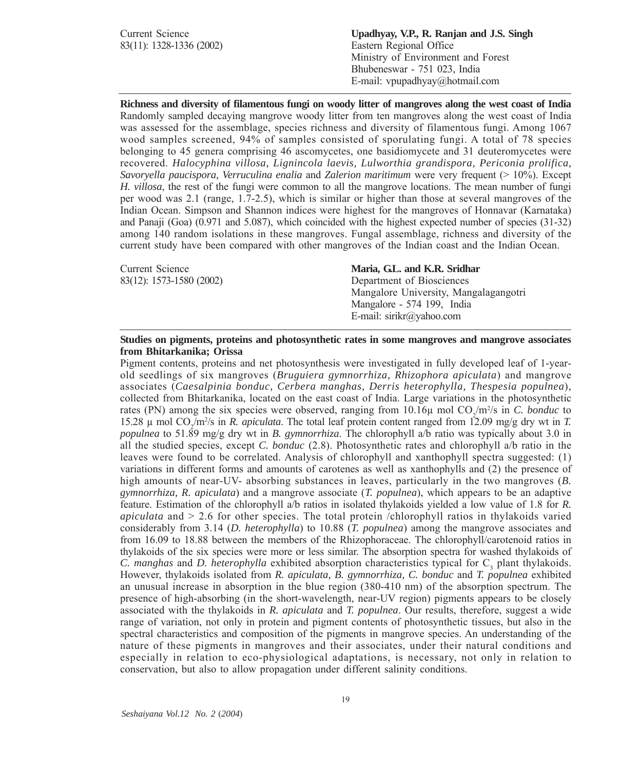Current Science
83(11): 1328-1336 (2002)

**Upadhyay, V.P., R. Ranjan and J.S. Singh**
Eastern Regional Office
Ministry of Environment and Forest
Bhubeneswar - 751 023, India
E-mail: vpupadhyay@hotmail.com

---

**Richness and diversity of filamentous fungi on woody litter of mangroves along the west coast of India**

Randomly sampled decaying mangrove woody litter from ten mangroves along the west coast of India was assessed for the assemblage, species richness and diversity of filamentous fungi. Among 1067 wood samples screened, 94% of samples consisted of sporulating fungi. A total of 78 species belonging to 45 genera comprising 46 ascomycetes, one basidiomycete and 31 deuteromycetes were recovered. *Halocyphina villosa, Lignincola laevis, Lulworthia grandispora, Periconia prolifica, Savoryella paucispora, Verruculina enalia* and *Zalerion maritimum* were very frequent (> 10%). Except *H. villosa*, the rest of the fungi were common to all the mangrove locations. The mean number of fungi per wood was 2.1 (range, 1.7-2.5), which is similar or higher than those at several mangroves of the Indian Ocean. Simpson and Shannon indices were highest for the mangroves of Honnavar (Karnataka) and Panaji (Goa) (0.971 and 5.087), which coincided with the highest expected number of species (31-32) among 140 random isolations in these mangroves. Fungal assemblage, richness and diversity of the current study have been compared with other mangroves of the Indian coast and the Indian Ocean.

Current Science
83(12): 1573-1580 (2002)

**Maria, G.L. and K.R. Sridhar**
Department of Biosciences
Mangalore University, Mangalagangotri
Mangalore - 574 199, India
E-mail: sirikr@yahoo.com

---

**Studies on pigments, proteins and photosynthetic rates in some mangroves and mangrove associates from Bhitarkanika; Orissa**

Pigment contents, proteins and net photosynthesis were investigated in fully developed leaf of 1-year-old seedlings of six mangroves (*Bruguiera gymnorrhiza, Rhizophora apiculata*) and mangrove associates (*Caesalpinia bonduc, Cerbera manghas, Derris heterophylla, Thespesia populnea*), collected from Bhitarkanika, located on the east coast of India. Large variations in the photosynthetic rates (PN) among the six species were observed, ranging from 10.16µ mol $CO_2/m^2/s$ in *C. bonduc* to 15.28 µ mol $CO_2/m^2/s$ in *R. apiculata*. The total leaf protein content ranged from 12.09 mg/g dry wt in *T. populnea* to 51.89 mg/g dry wt in *B. gymnorrhiza*. The chlorophyll a/b ratio was typically about 3.0 in all the studied species, except *C. bonduc* (2.8). Photosynthetic rates and chlorophyll a/b ratio in the leaves were found to be correlated. Analysis of chlorophyll and xanthophyll spectra suggested: (1) variations in different forms and amounts of carotenes as well as xanthophylls and (2) the presence of high amounts of near-UV- absorbing substances in leaves, particularly in the two mangroves (*B. gymnorrhiza, R. apiculata*) and a mangrove associate (*T. populnea*), which appears to be an adaptive feature. Estimation of the chlorophyll a/b ratios in isolated thylakoids yielded a low value of 1.8 for *R. apiculata* and > 2.6 for other species. The total protein /chlorophyll ratios in thylakoids varied considerably from 3.14 (*D. heterophylla*) to 10.88 (*T. populnea*) among the mangrove associates and from 16.09 to 18.88 between the members of the Rhizophoraceae. The chlorophyll/carotenoid ratios in thylakoids of the six species were more or less similar. The absorption spectra for washed thylakoids of *C. manghas* and *D. heterophylla* exhibited absorption characteristics typical for $C_3$ plant thylakoids. However, thylakoids isolated from *R. apiculata, B. gymnorrhiza, C. bonduc* and *T. populnea* exhibited an unusual increase in absorption in the blue region (380-410 nm) of the absorption spectrum. The presence of high-absorbing (in the short-wavelength, near-UV region) pigments appears to be closely associated with the thylakoids in *R. apiculata* and *T. populnea*. Our results, therefore, suggest a wide range of variation, not only in protein and pigment contents of photosynthetic tissues, but also in the spectral characteristics and composition of the pigments in mangrove species. An understanding of the nature of these pigments in mangroves and their associates, under their natural conditions and especially in relation to eco-physiological adaptations, is necessary, not only in relation to conservation, but also to allow propagation under different salinity conditions.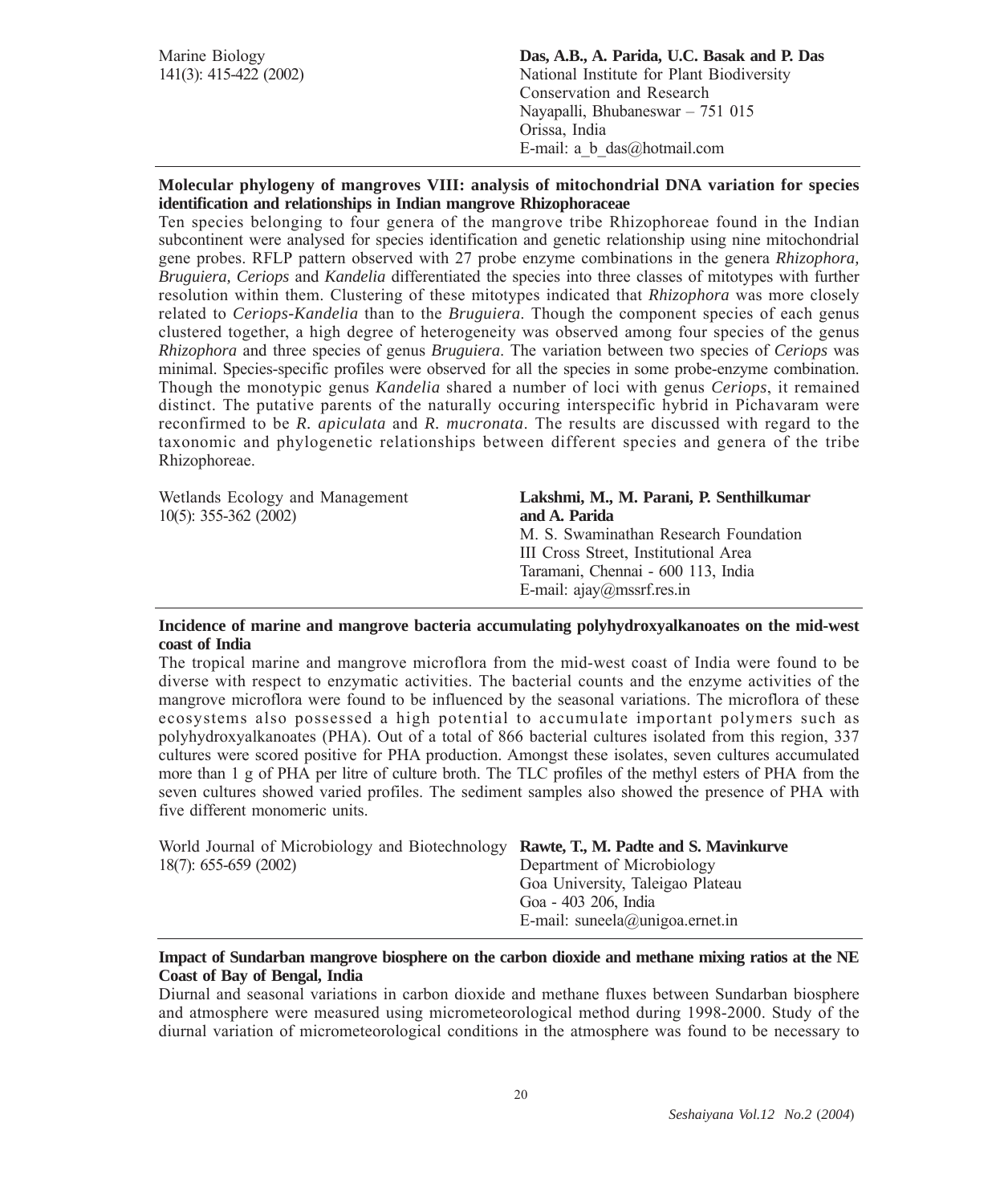Marine Biology
141(3): 415-422 (2002)

**Das, A.B., A. Parida, U.C. Basak and P. Das**
National Institute for Plant Biodiversity Conservation and Research
Nayapalli, Bhubaneswar – 751 015
Orissa, India
E-mail: a_b_das@hotmail.com

---

**Molecular phylogeny of mangroves VIII: analysis of mitochondrial DNA variation for species identification and relationships in Indian mangrove Rhizophoraceae**

Ten species belonging to four genera of the mangrove tribe Rhizophoreae found in the Indian subcontinent were analysed for species identification and genetic relationship using nine mitochondrial gene probes. RFLP pattern observed with 27 probe enzyme combinations in the genera *Rhizophora, Bruguiera, Ceriops* and *Kandelia* differentiated the species into three classes of mitotypes with further resolution within them. Clustering of these mitotypes indicated that *Rhizophora* was more closely related to *Ceriops-Kandelia* than to the *Bruguiera*. Though the component species of each genus clustered together, a high degree of heterogeneity was observed among four species of the genus *Rhizophora* and three species of genus *Bruguiera*. The variation between two species of *Ceriops* was minimal. Species-specific profiles were observed for all the species in some probe-enzyme combination. Though the monotypic genus *Kandelia* shared a number of loci with genus *Ceriops*, it remained distinct. The putative parents of the naturally occuring interspecific hybrid in Pichavaram were reconfirmed to be *R. apiculata* and *R. mucronata*. The results are discussed with regard to the taxonomic and phylogenetic relationships between different species and genera of the tribe Rhizophoreae.

Wetlands Ecology and Management
10(5): 355-362 (2002)

**Lakshmi, M., M. Parani, P. Senthilkumar and A. Parida**
M. S. Swaminathan Research Foundation
III Cross Street, Institutional Area
Taramani, Chennai - 600 113, India
E-mail: ajay@mssrf.res.in

---

**Incidence of marine and mangrove bacteria accumulating polyhydroxyalkanoates on the mid-west coast of India**

The tropical marine and mangrove microflora from the mid-west coast of India were found to be diverse with respect to enzymatic activities. The bacterial counts and the enzyme activities of the mangrove microflora were found to be influenced by the seasonal variations. The microflora of these ecosystems also possessed a high potential to accumulate important polymers such as polyhydroxyalkanoates (PHA). Out of a total of 866 bacterial cultures isolated from this region, 337 cultures were scored positive for PHA production. Amongst these isolates, seven cultures accumulated more than 1 g of PHA per litre of culture broth. The TLC profiles of the methyl esters of PHA from the seven cultures showed varied profiles. The sediment samples also showed the presence of PHA with five different monomeric units.

World Journal of Microbiology and Biotechnology
18(7): 655-659 (2002)

**Rawte, T., M. Padte and S. Mavinkurve**
Department of Microbiology
Goa University, Taleigao Plateau
Goa - 403 206, India
E-mail: suneela@unigoa.ernet.in

---

**Impact of Sundarban mangrove biosphere on the carbon dioxide and methane mixing ratios at the NE Coast of Bay of Bengal, India**

Diurnal and seasonal variations in carbon dioxide and methane fluxes between Sundarban biosphere and atmosphere were measured using micrometeorological method during 1998-2000. Study of the diurnal variation of micrometeorological conditions in the atmosphere was found to be necessary to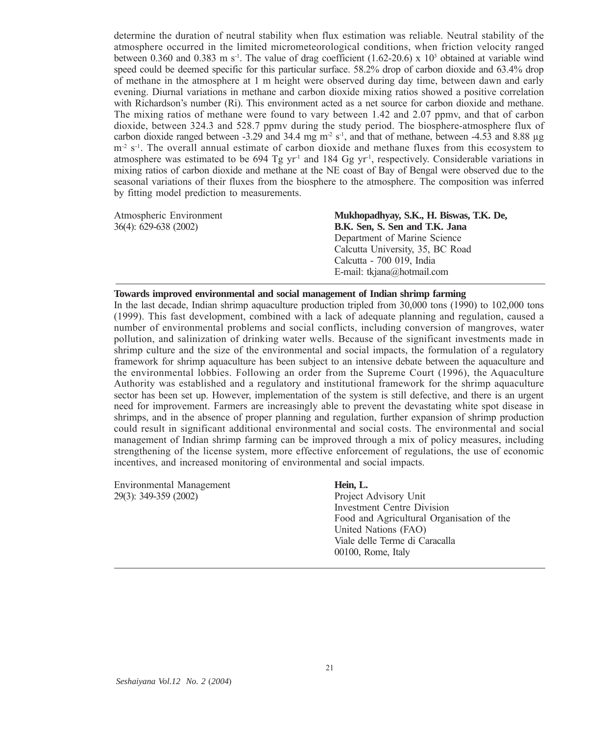determine the duration of neutral stability when flux estimation was reliable. Neutral stability of the atmosphere occurred in the limited micrometeorological conditions, when friction velocity ranged between 0.360 and 0.383 m $s^{-1}$. The value of drag coefficient (1.62-20.6) x $10^3$ obtained at variable wind speed could be deemed specific for this particular surface. 58.2% drop of carbon dioxide and 63.4% drop of methane in the atmosphere at 1 m height were observed during day time, between dawn and early evening. Diurnal variations in methane and carbon dioxide mixing ratios showed a positive correlation with Richardson's number (Ri). This environment acted as a net source for carbon dioxide and methane. The mixing ratios of methane were found to vary between 1.42 and 2.07 ppmv, and that of carbon dioxide, between 324.3 and 528.7 ppmv during the study period. The biosphere-atmosphere flux of carbon dioxide ranged between -3.29 and 34.4 mg $m^{-2}$ $s^{-1}$, and that of methane, between -4.53 and 8.88 µg $m^{-2}$ $s^{-1}$. The overall annual estimate of carbon dioxide and methane fluxes from this ecosystem to atmosphere was estimated to be 694 Tg $yr^{-1}$ and 184 Gg $yr^{-1}$, respectively. Considerable variations in mixing ratios of carbon dioxide and methane at the NE coast of Bay of Bengal were observed due to the seasonal variations of their fluxes from the biosphere to the atmosphere. The composition was inferred by fitting model prediction to measurements.

Atmospheric Environment
36(4): 629-638 (2002)

**Mukhopadhyay, S.K., H. Biswas, T.K. De, B.K. Sen, S. Sen and T.K. Jana**
Department of Marine Science
Calcutta University, 35, BC Road
Calcutta - 700 019, India
E-mail: tkjana@hotmail.com

---

**Towards improved environmental and social management of Indian shrimp farming**

In the last decade, Indian shrimp aquaculture production tripled from 30,000 tons (1990) to 102,000 tons (1999). This fast development, combined with a lack of adequate planning and regulation, caused a number of environmental problems and social conflicts, including conversion of mangroves, water pollution, and salinization of drinking water wells. Because of the significant investments made in shrimp culture and the size of the environmental and social impacts, the formulation of a regulatory framework for shrimp aquaculture has been subject to an intensive debate between the aquaculture and the environmental lobbies. Following an order from the Supreme Court (1996), the Aquaculture Authority was established and a regulatory and institutional framework for the shrimp aquaculture sector has been set up. However, implementation of the system is still defective, and there is an urgent need for improvement. Farmers are increasingly able to prevent the devastating white spot disease in shrimps, and in the absence of proper planning and regulation, further expansion of shrimp production could result in significant additional environmental and social costs. The environmental and social management of Indian shrimp farming can be improved through a mix of policy measures, including strengthening of the license system, more effective enforcement of regulations, the use of economic incentives, and increased monitoring of environmental and social impacts.

Environmental Management
29(3): 349-359 (2002)

**Hein, L.**
Project Advisory Unit
Investment Centre Division
Food and Agricultural Organisation of the United Nations (FAO)
Viale delle Terme di Caracalla
00100, Rome, Italy

---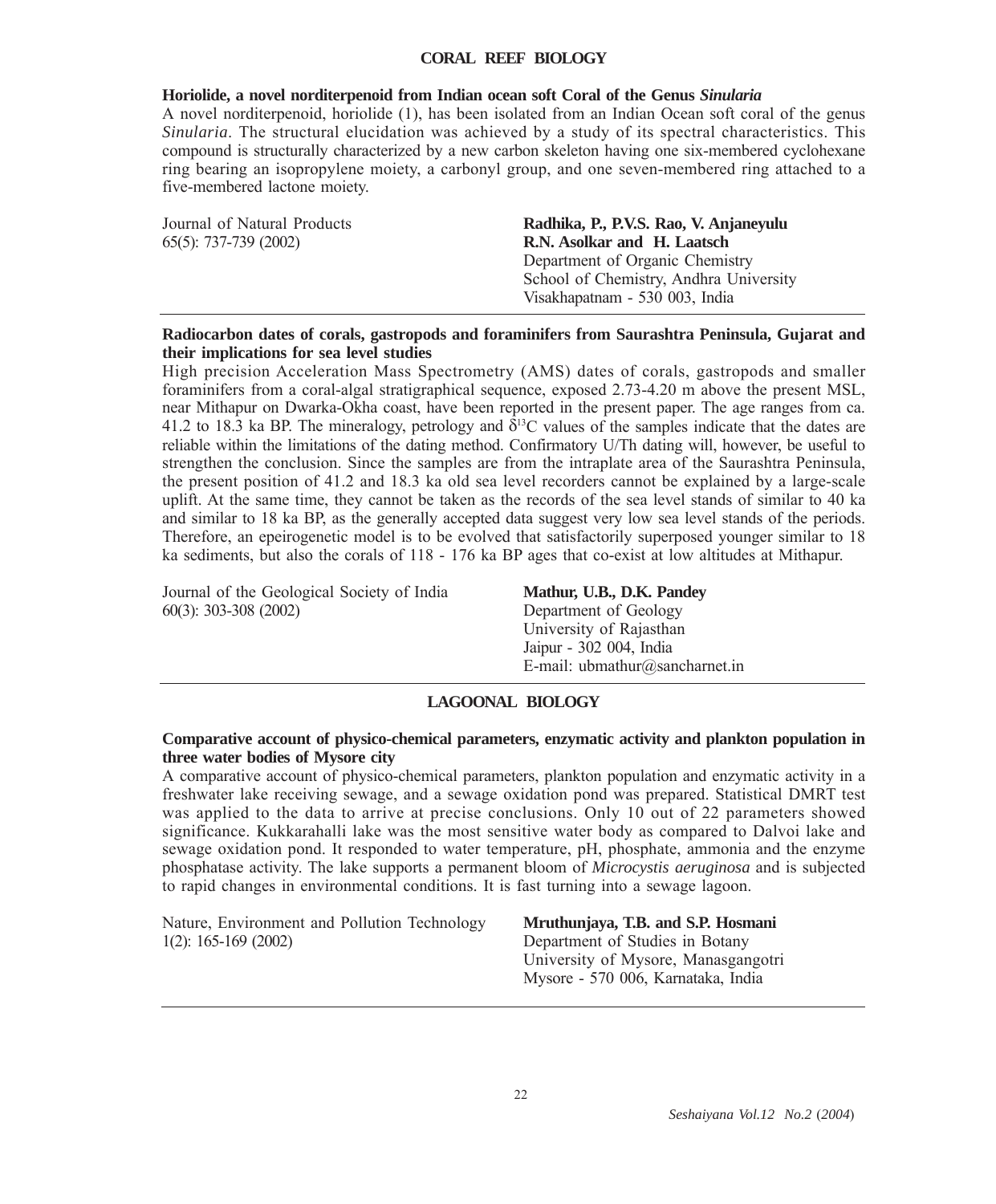## CORAL REEF BIOLOGY

**Horiolide, a novel norditerpenoid from Indian ocean soft Coral of the Genus *Sinularia***

A novel norditerpenoid, horiolide (1), has been isolated from an Indian Ocean soft coral of the genus *Sinularia*. The structural elucidation was achieved by a study of its spectral characteristics. This compound is structurally characterized by a new carbon skeleton having one six-membered cyclohexane ring bearing an isopropylene moiety, a carbonyl group, and one seven-membered ring attached to a five-membered lactone moiety.

Journal of Natural Products
65(5): 737-739 (2002)

**Radhika, P., P.V.S. Rao, V. Anjaneyulu**
**R.N. Asolkar and H. Laatsch**
Department of Organic Chemistry
School of Chemistry, Andhra University
Visakhapatnam - 530 003, India

---

**Radiocarbon dates of corals, gastropods and foraminifers from Saurashtra Peninsula, Gujarat and their implications for sea level studies**

High precision Acceleration Mass Spectrometry (AMS) dates of corals, gastropods and smaller foraminifers from a coral-algal stratigraphical sequence, exposed 2.73-4.20 m above the present MSL, near Mithapur on Dwarka-Okha coast, have been reported in the present paper. The age ranges from ca. 41.2 to 18.3 ka BP. The mineralogy, petrology and $\delta^{13}C$ values of the samples indicate that the dates are reliable within the limitations of the dating method. Confirmatory U/Th dating will, however, be useful to strengthen the conclusion. Since the samples are from the intraplate area of the Saurashtra Peninsula, the present position of 41.2 and 18.3 ka old sea level recorders cannot be explained by a large-scale uplift. At the same time, they cannot be taken as the records of the sea level stands of similar to 40 ka and similar to 18 ka BP, as the generally accepted data suggest very low sea level stands of the periods. Therefore, an epeirogenetic model is to be evolved that satisfactorily superposed younger similar to 18 ka sediments, but also the corals of 118 - 176 ka BP ages that co-exist at low altitudes at Mithapur.

Journal of the Geological Society of India
60(3): 303-308 (2002)

**Mathur, U.B., D.K. Pandey**
Department of Geology
University of Rajasthan
Jaipur - 302 004, India
E-mail: ubmathur@sancharnet.in

---

## LAGOONAL BIOLOGY

**Comparative account of physico-chemical parameters, enzymatic activity and plankton population in three water bodies of Mysore city**

A comparative account of physico-chemical parameters, plankton population and enzymatic activity in a freshwater lake receiving sewage, and a sewage oxidation pond was prepared. Statistical DMRT test was applied to the data to arrive at precise conclusions. Only 10 out of 22 parameters showed significance. Kukkarahalli lake was the most sensitive water body as compared to Dalvoi lake and sewage oxidation pond. It responded to water temperature, pH, phosphate, ammonia and the enzyme phosphatase activity. The lake supports a permanent bloom of *Microcystis aeruginosa* and is subjected to rapid changes in environmental conditions. It is fast turning into a sewage lagoon.

Nature, Environment and Pollution Technology
1(2): 165-169 (2002)

**Mruthunjaya, T.B. and S.P. Hosmani**
Department of Studies in Botany
University of Mysore, Manasgangotri
Mysore - 570 006, Karnataka, India

---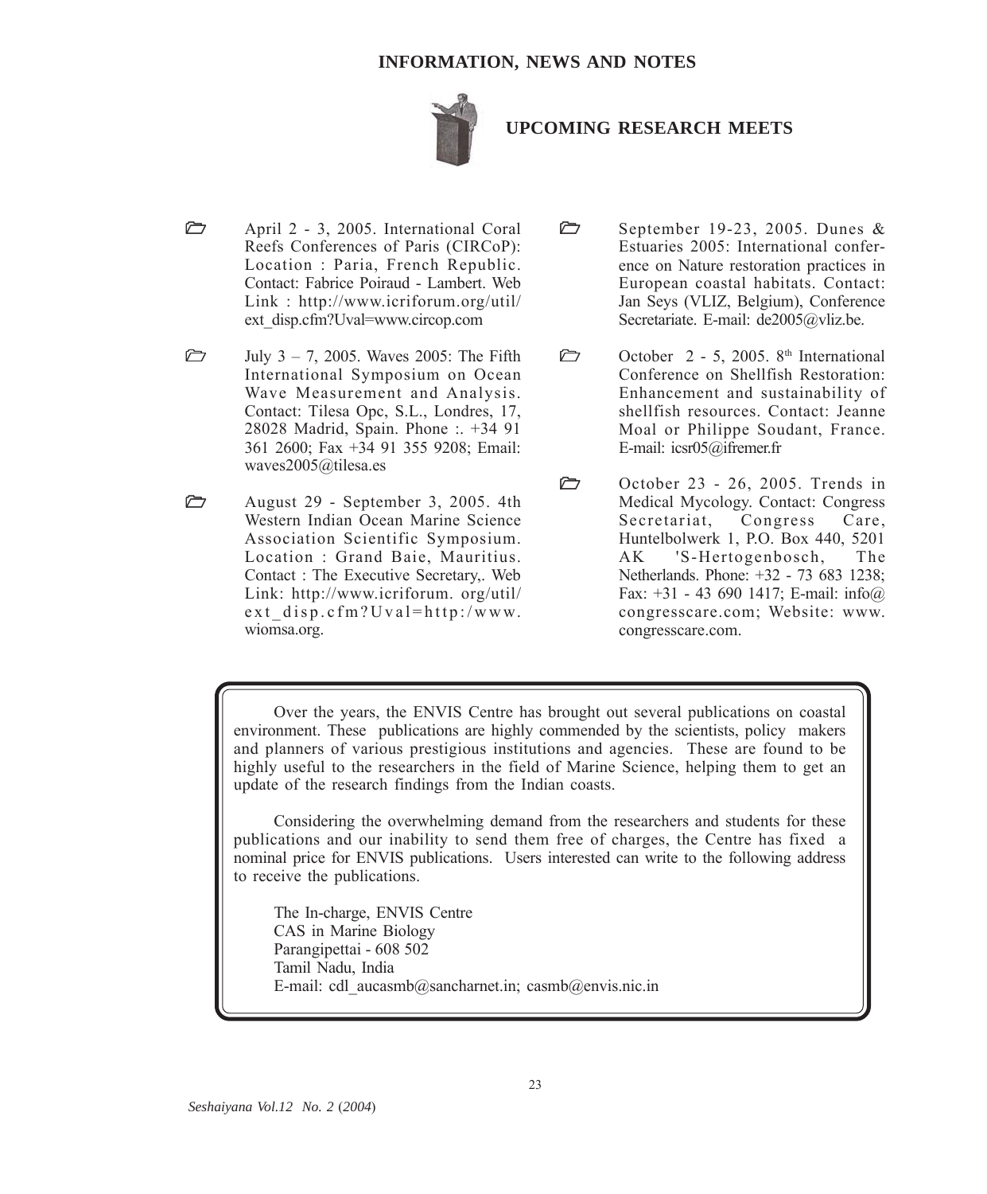# INFORMATION, NEWS AND NOTES

## UPCOMING RESEARCH MEETS

- April 2 - 3, 2005. International Coral Reefs Conferences of Paris (CIRCoP): Location : Paria, French Republic. Contact: Fabrice Poiraud - Lambert. Web Link : http://www.icriforum.org/util/ext_disp.cfm?Uval=www.circop.com

- July 3 – 7, 2005. Waves 2005: The Fifth International Symposium on Ocean Wave Measurement and Analysis. Contact: Tilesa Opc, S.L., Londres, 17, 28028 Madrid, Spain. Phone :. +34 91 361 2600; Fax +34 91 355 9208; Email: waves2005@tilesa.es

- August 29 - September 3, 2005. 4th Western Indian Ocean Marine Science Association Scientific Symposium. Location : Grand Baie, Mauritius. Contact : The Executive Secretary,. Web Link: http://www.icriforum. org/util/ext_disp.cfm?Uval=http:/www.wiomsa.org.

- September 19-23, 2005. Dunes & Estuaries 2005: International conference on Nature restoration practices in European coastal habitats. Contact: Jan Seys (VLIZ, Belgium), Conference Secretariate. E-mail: de2005@vliz.be.

- October 2 - 5, 2005. 8th International Conference on Shellfish Restoration: Enhancement and sustainability of shellfish resources. Contact: Jeanne Moal or Philippe Soudant, France. E-mail: icsr05@ifremer.fr

- October 23 - 26, 2005. Trends in Medical Mycology. Contact: Congress Secretariat, Congress Care, Huntelbolwerk 1, P.O. Box 440, 5201 AK 'S-Hertogenbosch, The Netherlands. Phone: +32 - 73 683 1238; Fax: +31 - 43 690 1417; E-mail: info@congresscare.com; Website: www.congresscare.com.

Over the years, the ENVIS Centre has brought out several publications on coastal environment. These publications are highly commended by the scientists, policy makers and planners of various prestigious institutions and agencies. These are found to be highly useful to the researchers in the field of Marine Science, helping them to get an update of the research findings from the Indian coasts.

Considering the overwhelming demand from the researchers and students for these publications and our inability to send them free of charges, the Centre has fixed a nominal price for ENVIS publications. Users interested can write to the following address to receive the publications.

The In-charge, ENVIS Centre  
CAS in Marine Biology  
Parangipettai - 608 502  
Tamil Nadu, India  
E-mail: cdl_aucasmb@sancharnet.in; casmb@envis.nic.in